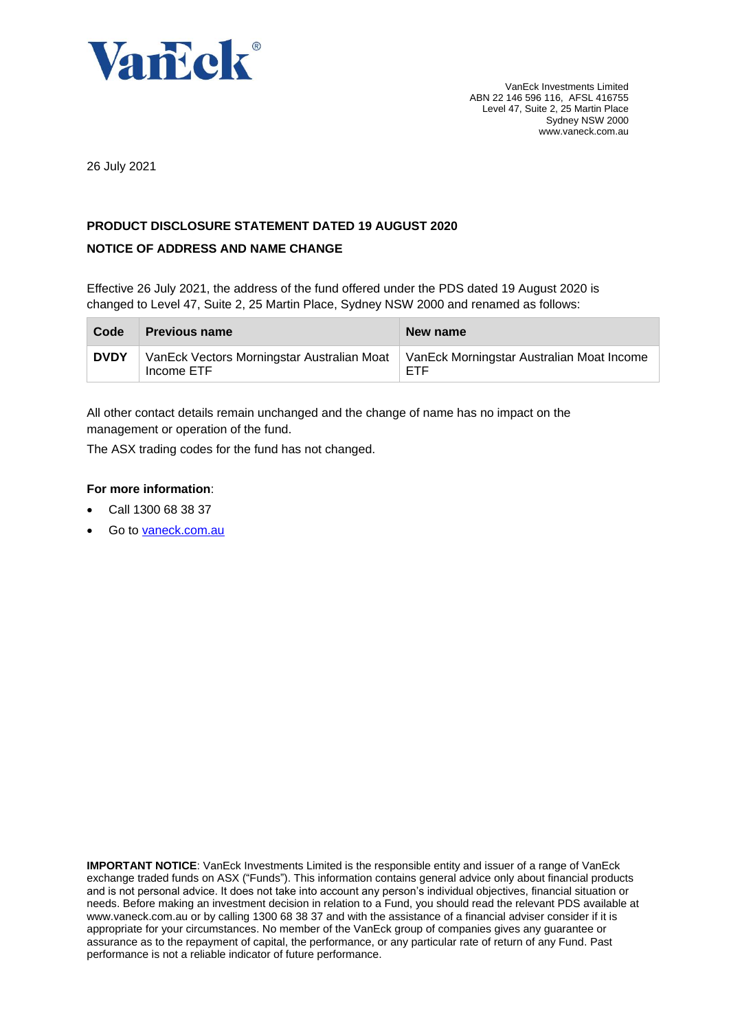VanEck®

VanEck Investments Limited
ABN 22 146 596 116, AFSL 416755
Level 47, Suite 2, 25 Martin Place
Sydney NSW 2000
www.vaneck.com.au

26 July 2021

**PRODUCT DISCLOSURE STATEMENT DATED 19 AUGUST 2020**

**NOTICE OF ADDRESS AND NAME CHANGE**

Effective 26 July 2021, the address of the fund offered under the PDS dated 19 August 2020 is changed to Level 47, Suite 2, 25 Martin Place, Sydney NSW 2000 and renamed as follows:

| Code | Previous name | New name |
|---|---|---|
| **DVDY** | VanEck Vectors Morningstar Australian Moat Income ETF | VanEck Morningstar Australian Moat Income ETF |

All other contact details remain unchanged and the change of name has no impact on the management or operation of the fund.

The ASX trading codes for the fund has not changed.

**For more information**:

- Call 1300 68 38 37
- Go to vaneck.com.au

**IMPORTANT NOTICE**: VanEck Investments Limited is the responsible entity and issuer of a range of VanEck exchange traded funds on ASX ("Funds"). This information contains general advice only about financial products and is not personal advice. It does not take into account any person's individual objectives, financial situation or needs. Before making an investment decision in relation to a Fund, you should read the relevant PDS available at www.vaneck.com.au or by calling 1300 68 38 37 and with the assistance of a financial adviser consider if it is appropriate for your circumstances. No member of the VanEck group of companies gives any guarantee or assurance as to the repayment of capital, the performance, or any particular rate of return of any Fund. Past performance is not a reliable indicator of future performance.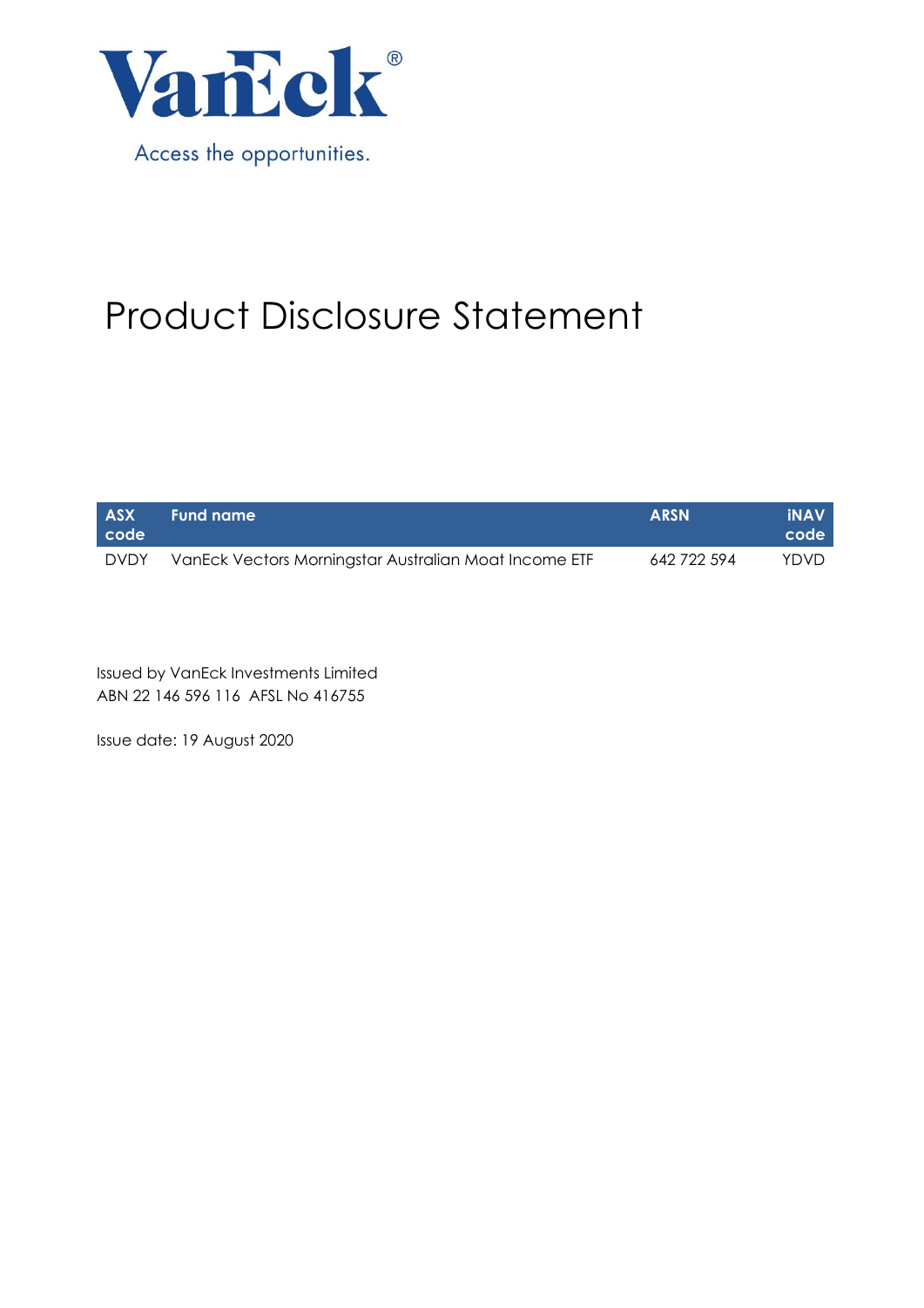VanEck®

Access the opportunities.

# Product Disclosure Statement

| ASX code | Fund name | ARSN | iNAV code |
|---|---|---|---|
| DVDY | VanEck Vectors Morningstar Australian Moat Income ETF | 642 722 594 | YDVD |

Issued by VanEck Investments Limited
ABN 22 146 596 116 AFSL No 416755

Issue date: 19 August 2020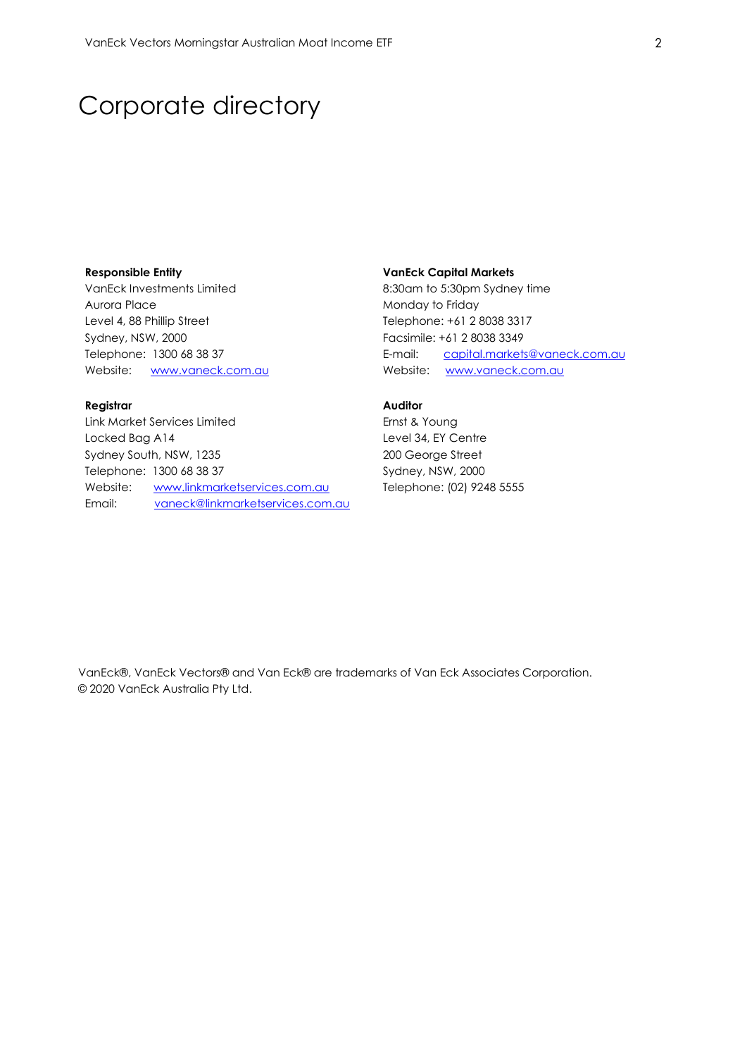# Corporate directory

**Responsible Entity**
VanEck Investments Limited
Aurora Place
Level 4, 88 Phillip Street
Sydney, NSW, 2000
Telephone: 1300 68 38 37
Website: www.vaneck.com.au

**VanEck Capital Markets**
8:30am to 5:30pm Sydney time
Monday to Friday
Telephone: +61 2 8038 3317
Facsimile: +61 2 8038 3349
E-mail: capital.markets@vaneck.com.au
Website: www.vaneck.com.au

**Registrar**
Link Market Services Limited
Locked Bag A14
Sydney South, NSW, 1235
Telephone: 1300 68 38 37
Website: www.linkmarketservices.com.au
Email: vaneck@linkmarketservices.com.au

**Auditor**
Ernst & Young
Level 34, EY Centre
200 George Street
Sydney, NSW, 2000
Telephone: (02) 9248 5555

VanEck®, VanEck Vectors® and Van Eck® are trademarks of Van Eck Associates Corporation.
© 2020 VanEck Australia Pty Ltd.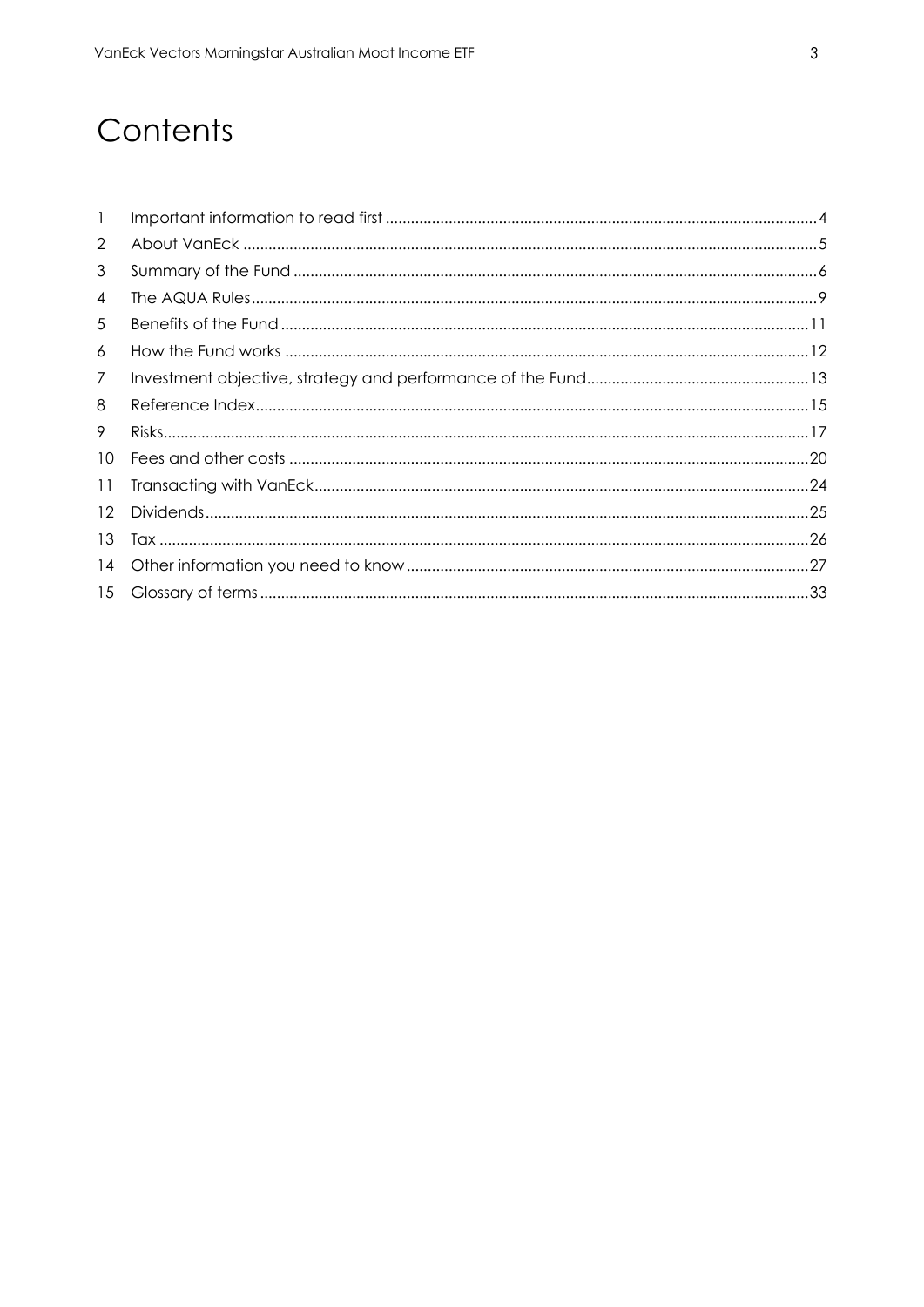# Contents

| | | |
|---|---|---|
| 1 | Important information to read first | 4 |
| 2 | About VanEck | 5 |
| 3 | Summary of the Fund | 6 |
| 4 | The AQUA Rules | 9 |
| 5 | Benefits of the Fund | 11 |
| 6 | How the Fund works | 12 |
| 7 | Investment objective, strategy and performance of the Fund | 13 |
| 8 | Reference Index | 15 |
| 9 | Risks | 17 |
| 10 | Fees and other costs | 20 |
| 11 | Transacting with VanEck | 24 |
| 12 | Dividends | 25 |
| 13 | Tax | 26 |
| 14 | Other information you need to know | 27 |
| 15 | Glossary of terms | 33 |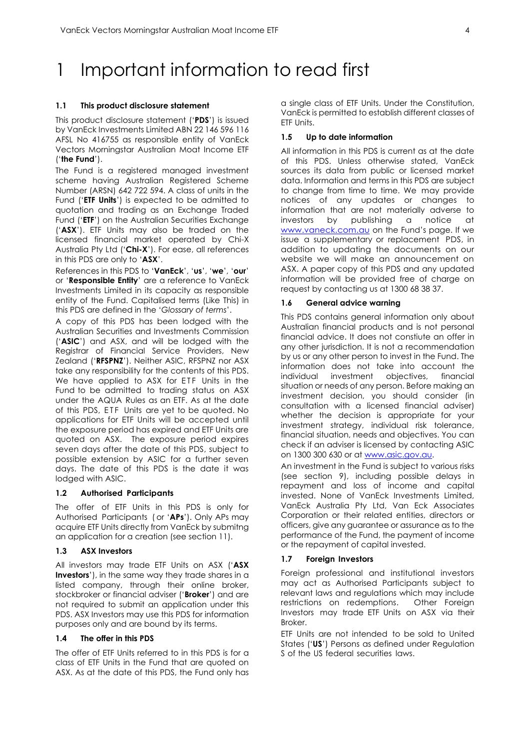# 1 Important information to read first

### 1.1 This product disclosure statement

This product disclosure statement ('**PDS**') is issued by VanEck Investments Limited ABN 22 146 596 116 AFSL No 416755 as responsible entity of VanEck Vectors Morningstar Australian Moat Income ETF ('**the Fund**').

The Fund is a registered managed investment scheme having Australian Registered Scheme Number (ARSN) 642 722 594. A class of units in the Fund ('**ETF Units**') is expected to be admitted to quotation and trading as an Exchange Traded Fund ('**ETF**') on the Australian Securities Exchange ('**ASX**'). ETF Units may also be traded on the licensed financial market operated by Chi-X Australia Pty Ltd ('**Chi-X**'). For ease, all references in this PDS are only to '**ASX**'.

References in this PDS to '**VanEck**', '**us**', '**we**', '**our**' or '**Responsible Entity**' are a reference to VanEck Investments Limited in its capacity as responsible entity of the Fund. Capitalised terms (Like This) in this PDS are defined in the '*Glossary of terms*'.

A copy of this PDS has been lodged with the Australian Securities and Investments Commission ('**ASIC**') and ASX, and will be lodged with the Registrar of Financial Service Providers, New Zealand ('**RFSPNZ**'). Neither ASIC, RFSPNZ nor ASX take any responsibility for the contents of this PDS. We have applied to ASX for ETF Units in the Fund to be admitted to trading status on ASX under the AQUA Rules as an ETF. As at the date of this PDS, ETF Units are yet to be quoted. No applications for ETF Units will be accepted until the exposure period has expired and ETF Units are quoted on ASX. The exposure period expires seven days after the date of this PDS, subject to possible extension by ASIC for a further seven days. The date of this PDS is the date it was lodged with ASIC.

### 1.2 Authorised Participants

The offer of ETF Units in this PDS is only for Authorised Participants (or '**APs**'). Only APs may acquire ETF Units directly from VanEck by submitng an application for a creation (see section 11).

### 1.3 ASX Investors

All investors may trade ETF Units on ASX ('**ASX Investors**'), in the same way they trade shares in a listed company, through their online broker, stockbroker or financial adviser ('**Broker**') and are not required to submit an application under this PDS. ASX Investors may use this PDS for information purposes only and are bound by its terms.

### 1.4 The offer in this PDS

The offer of ETF Units referred to in this PDS is for a class of ETF Units in the Fund that are quoted on ASX. As at the date of this PDS, the Fund only has a single class of ETF Units. Under the Constitution, VanEck is permitted to establish different classes of ETF Units.

### 1.5 Up to date information

All information in this PDS is current as at the date of this PDS. Unless otherwise stated, VanEck sources its data from public or licensed market data. Information and terms in this PDS are subject to change from time to time. We may provide notices of any updates or changes to information that are not materially adverse to investors by publishing a notice at www.vaneck.com.au on the Fund's page. If we issue a supplementary or replacement PDS, in addition to updating the documents on our website we will make an announcement on ASX. A paper copy of this PDS and any updated information will be provided free of charge on request by contacting us at 1300 68 38 37.

### 1.6 General advice warning

This PDS contains general information only about Australian financial products and is not personal financial advice. It does not constiute an offer in any other jurisdiction. It is not a recommendation by us or any other person to invest in the Fund. The information does not take into account the individual investment objectives, financial situation or needs of any person. Before making an investment decision, you should consider (in consultation with a licensed financial adviser) whether the decision is appropriate for your investment strategy, individual risk tolerance, financial situation, needs and objectives. You can check if an adviser is licensed by contacting ASIC on 1300 300 630 or at www.asic.gov.au.

An investment in the Fund is subject to various risks (see section 9), including possible delays in repayment and loss of income and capital invested. None of VanEck Investments Limited, VanEck Australia Pty Ltd, Van Eck Associates Corporation or their related entities, directors or officers, give any guarantee or assurance as to the performance of the Fund, the payment of income or the repayment of capital invested.

### 1.7 Foreign Investors

Foreign professional and institutional investors may act as Authorised Participants subject to relevant laws and regulations which may include restrictions on redemptions. Other Foreign Investors may trade ETF Units on ASX via their Broker.

ETF Units are not intended to be sold to United States ('**US**') Persons as defined under Regulation S of the US federal securities laws.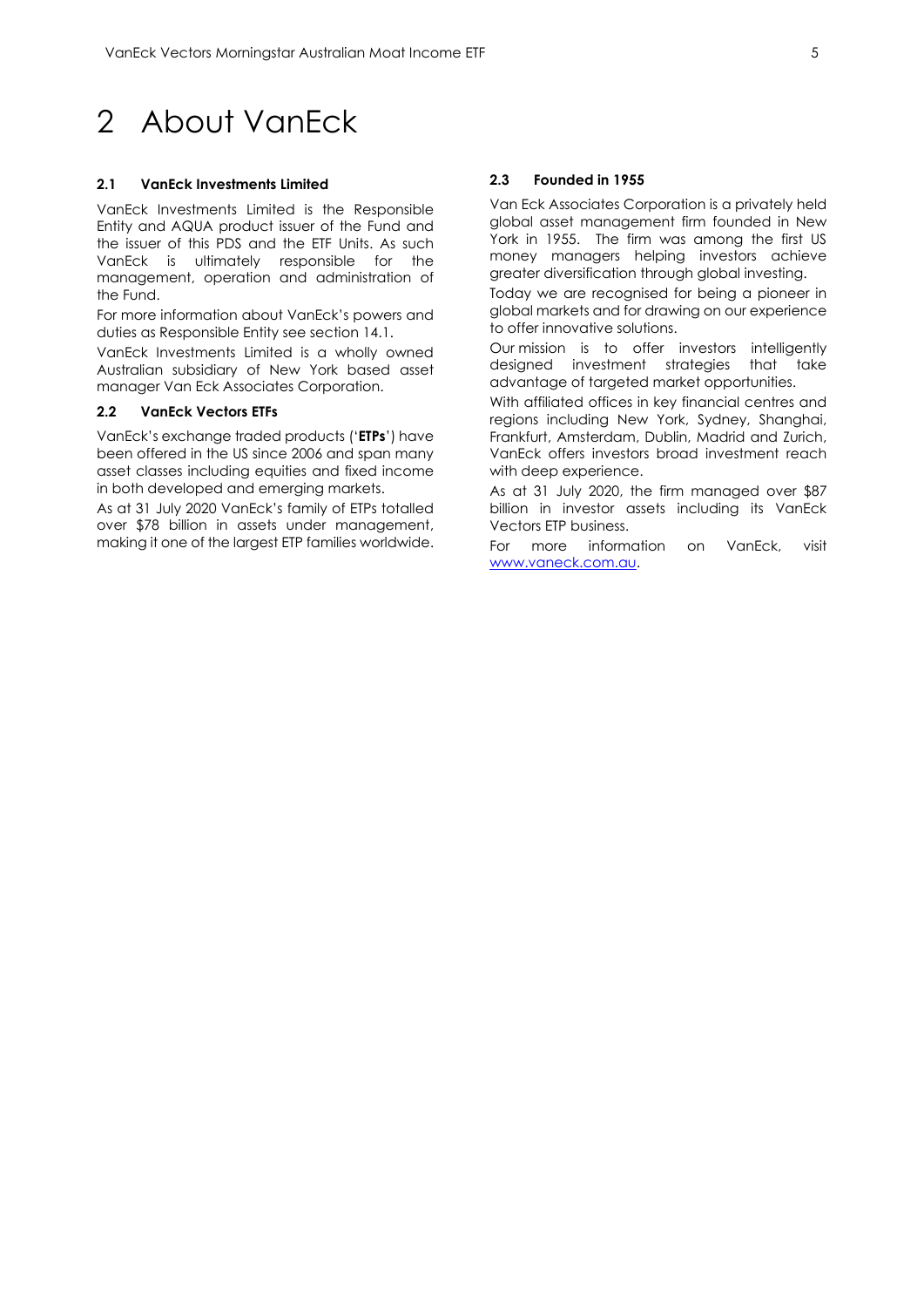# 2 About VanEck

### 2.1 VanEck Investments Limited

VanEck Investments Limited is the Responsible Entity and AQUA product issuer of the Fund and the issuer of this PDS and the ETF Units. As such VanEck is ultimately responsible for the management, operation and administration of the Fund.

For more information about VanEck's powers and duties as Responsible Entity see section 14.1.

VanEck Investments Limited is a wholly owned Australian subsidiary of New York based asset manager Van Eck Associates Corporation.

### 2.2 VanEck Vectors ETFs

VanEck's exchange traded products ('**ETPs**') have been offered in the US since 2006 and span many asset classes including equities and fixed income in both developed and emerging markets.

As at 31 July 2020 VanEck's family of ETPs totalled over $78 billion in assets under management, making it one of the largest ETP families worldwide.

### 2.3 Founded in 1955

Van Eck Associates Corporation is a privately held global asset management firm founded in New York in 1955. The firm was among the first US money managers helping investors achieve greater diversification through global investing.

Today we are recognised for being a pioneer in global markets and for drawing on our experience to offer innovative solutions.

Our mission is to offer investors intelligently designed investment strategies that take advantage of targeted market opportunities.

With affiliated offices in key financial centres and regions including New York, Sydney, Shanghai, Frankfurt, Amsterdam, Dublin, Madrid and Zurich, VanEck offers investors broad investment reach with deep experience.

As at 31 July 2020, the firm managed over $87 billion in investor assets including its VanEck Vectors ETP business.

For more information on VanEck, visit [www.vaneck.com.au](http://www.vaneck.com.au).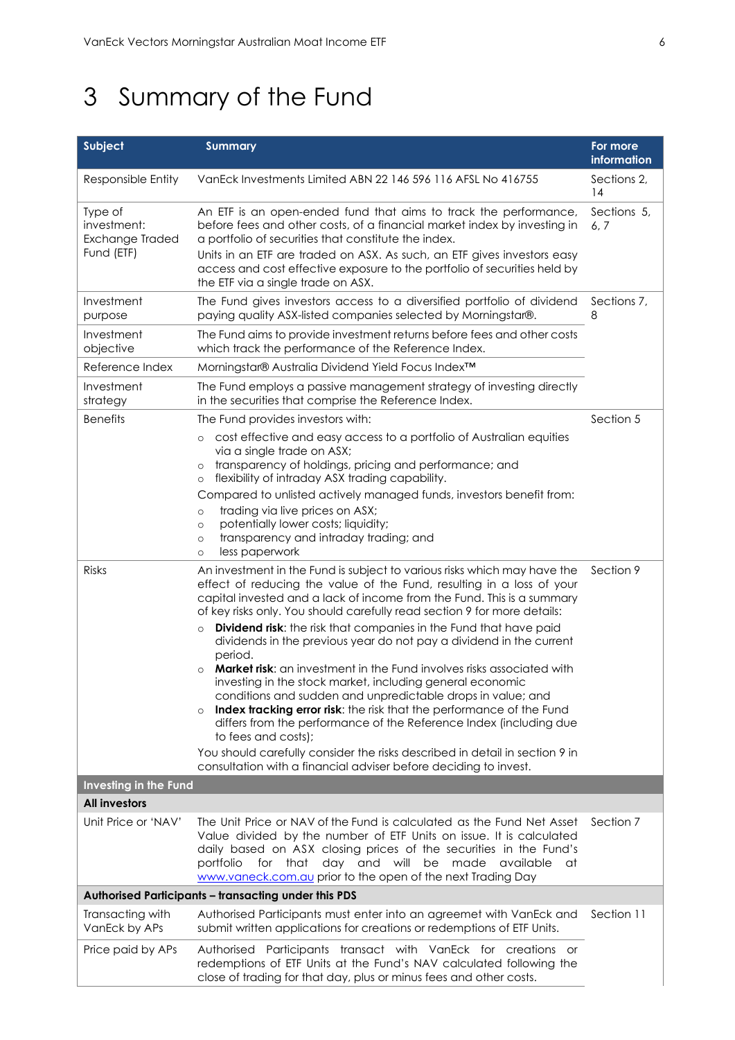# 3 Summary of the Fund

| Subject | Summary | For more information |
|---|---|---|
| Responsible Entity | VanEck Investments Limited ABN 22 146 596 116 AFSL No 416755 | Sections 2, 14 |
| Type of investment: Exchange Traded Fund (ETF) | An ETF is an open-ended fund that aims to track the performance, before fees and other costs, of a financial market index by investing in a portfolio of securities that constitute the index.<br>Units in an ETF are traded on ASX. As such, an ETF gives investors easy access and cost effective exposure to the portfolio of securities held by the ETF via a single trade on ASX. | Sections 5, 6, 7 |
| Investment purpose | The Fund gives investors access to a diversified portfolio of dividend paying quality ASX-listed companies selected by Morningstar®. | Sections 7, 8 |
| Investment objective | The Fund aims to provide investment returns before fees and other costs which track the performance of the Reference Index. | |
| Reference Index | Morningstar® Australia Dividend Yield Focus Index™ | |
| Investment strategy | The Fund employs a passive management strategy of investing directly in the securities that comprise the Reference Index. | |
| Benefits | The Fund provides investors with:<br>○ cost effective and easy access to a portfolio of Australian equities via a single trade on ASX;<br>○ transparency of holdings, pricing and performance; and<br>○ flexibility of intraday ASX trading capability.<br>Compared to unlisted actively managed funds, investors benefit from:<br>○ trading via live prices on ASX;<br>○ potentially lower costs; liquidity;<br>○ transparency and intraday trading; and<br>○ less paperwork | Section 5 |
| Risks | An investment in the Fund is subject to various risks which may have the effect of reducing the value of the Fund, resulting in a loss of your capital invested and a lack of income from the Fund. This is a summary of key risks only. You should carefully read section 9 for more details:<br>○ **Dividend risk**: the risk that companies in the Fund that have paid dividends in the previous year do not pay a dividend in the current period.<br>○ **Market risk**: an investment in the Fund involves risks associated with investing in the stock market, including general economic conditions and sudden and unpredictable drops in value; and<br>○ **Index tracking error risk**: the risk that the performance of the Fund differs from the performance of the Reference Index (including due to fees and costs);<br>You should carefully consider the risks described in detail in section 9 in consultation with a financial adviser before deciding to invest. | Section 9 |
| **Investing in the Fund** | | |
| **All investors** | | |
| Unit Price or 'NAV' | The Unit Price or NAV of the Fund is calculated as the Fund Net Asset Value divided by the number of ETF Units on issue. It is calculated daily based on ASX closing prices of the securities in the Fund's portfolio for that day and will be made available at www.vaneck.com.au prior to the open of the next Trading Day | Section 7 |
| **Authorised Participants – transacting under this PDS** | | |
| Transacting with VanEck by APs | Authorised Participants must enter into an agreemet with VanEck and submit written applications for creations or redemptions of ETF Units. | Section 11 |
| Price paid by APs | Authorised Participants transact with VanEck for creations or redemptions of ETF Units at the Fund's NAV calculated following the close of trading for that day, plus or minus fees and other costs. | |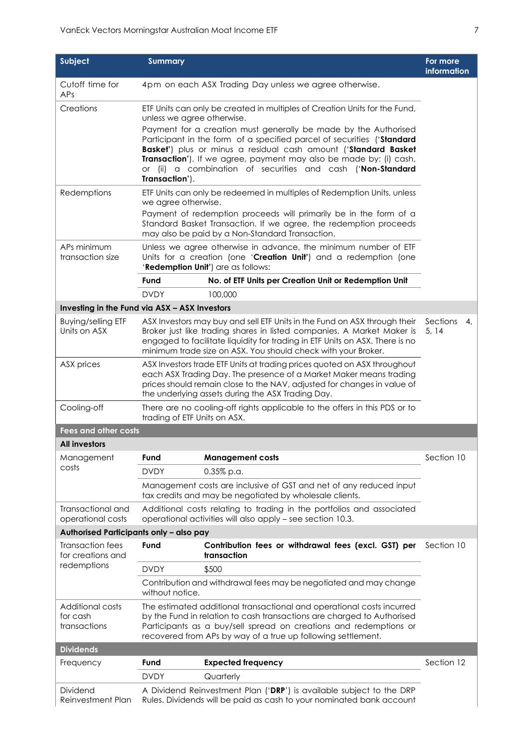| Subject | Summary | | For more information |
|---|---|---|---|
| Cutoff time for APs | 4pm on each ASX Trading Day unless we agree otherwise. | | |
| Creations | ETF Units can only be created in multiples of Creation Units for the Fund, unless we agree otherwise.<br>Payment for a creation must generally be made by the Authorised Participant in the form of a specified parcel of securities ('**Standard Basket**') plus or minus a residual cash amount ('**Standard Basket Transaction**'). If we agree, payment may also be made by: (i) cash, or (ii) a combination of securities and cash ('**Non-Standard Transaction**'). | | |
| Redemptions | ETF Units can only be redeemed in multiples of Redemption Units, unless we agree otherwise.<br>Payment of redemption proceeds will primarily be in the form of a Standard Basket Transaction. If we agree, the redemption proceeds may also be paid by a Non-Standard Transaction. | | |
| APs minimum transaction size | Unless we agree otherwise in advance, the minimum number of ETF Units for a creation (one '**Creation Unit**') and a redemption (one '**Redemption Unit**') are as follows: | | |
| | **Fund** | **No. of ETF Units per Creation Unit or Redemption Unit** | |
| | DVDY | 100,000 | |
| **Investing in the Fund via ASX – ASX Investors** | | | |
| Buying/selling ETF Units on ASX | ASX Investors may buy and sell ETF Units in the Fund on ASX through their Broker just like trading shares in listed companies. A Market Maker is engaged to facilitate liquidity for trading in ETF Units on ASX. There is no minimum trade size on ASX. You should check with your Broker. | | Sections 4, 5, 14 |
| ASX prices | ASX Investors trade ETF Units at trading prices quoted on ASX throughout each ASX Trading Day. The presence of a Market Maker means trading prices should remain close to the NAV, adjusted for changes in value of the underlying assets during the ASX Trading Day. | | |
| Cooling-off | There are no cooling-off rights applicable to the offers in this PDS or to trading of ETF Units on ASX. | | |
| **Fees and other costs** | | | |
| **All investors** | | | |
| Management costs | **Fund** | **Management costs** | Section 10 |
| | DVDY | 0.35% p.a. | |
| | Management costs are inclusive of GST and net of any reduced input tax credits and may be negotiated by wholesale clients. | | |
| Transactional and operational costs | Additional costs relating to trading in the portfolios and associated operational activities will also apply – see section 10.3. | | |
| **Authorised Participants only – also pay** | | | |
| Transaction fees for creations and redemptions | **Fund** | **Contribution fees or withdrawal fees (excl. GST) per transaction** | Section 10 |
| | DVDY | $500 | |
| | Contribution and withdrawal fees may be negotiated and may change without notice. | | |
| Additional costs for cash transactions | The estimated additional transactional and operational costs incurred by the Fund in relation to cash transactions are charged to Authorised Participants as a buy/sell spread on creations and redemptions or recovered from APs by way of a true up following settlement. | | |
| **Dividends** | | | |
| Frequency | **Fund** | **Expected frequency** | Section 12 |
| | DVDY | Quarterly | |
| Dividend Reinvestment Plan | A Dividend Reinvestment Plan ('**DRP**') is available subject to the DRP Rules. Dividends will be paid as cash to your nominated bank account | | |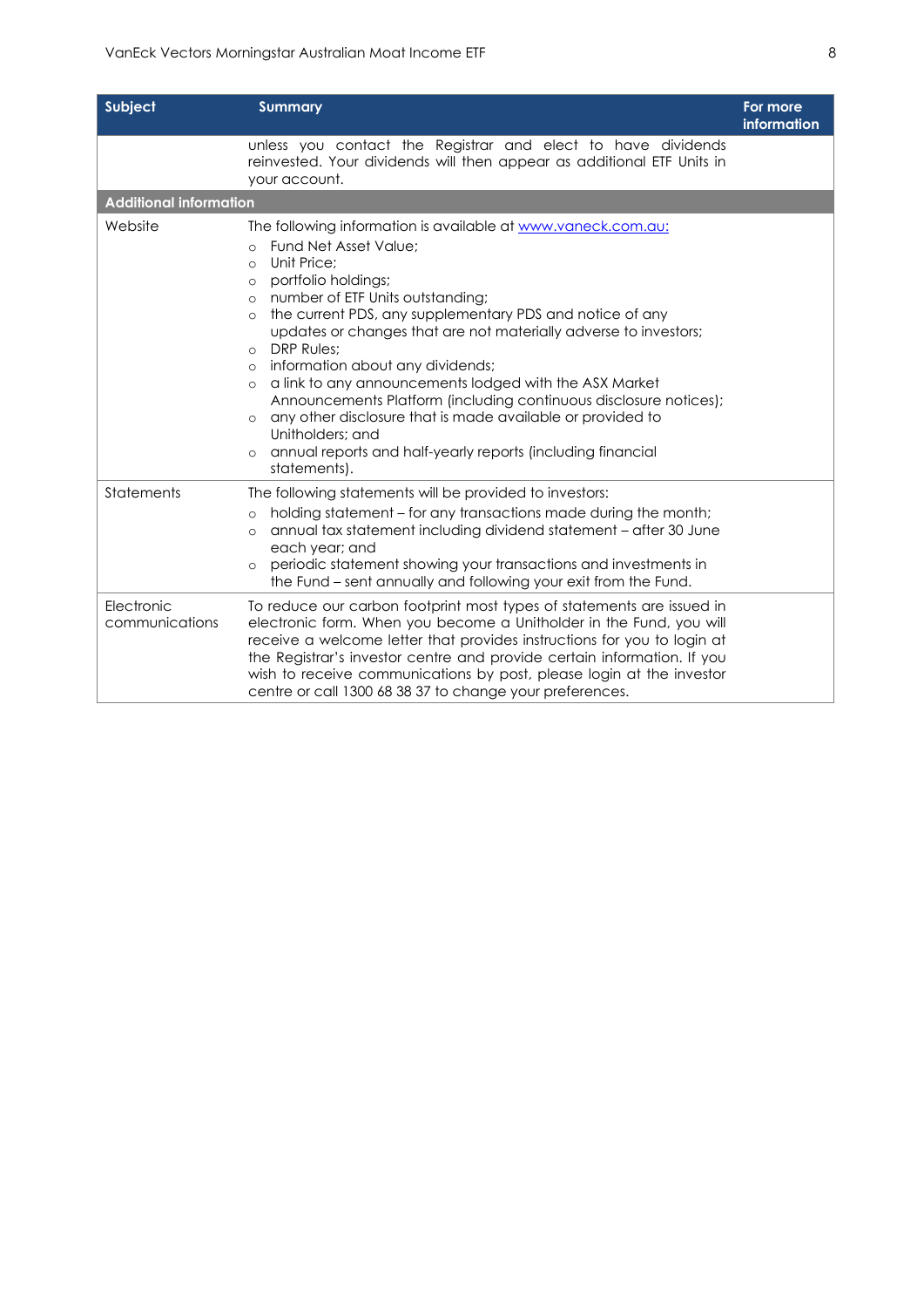| Subject | Summary | For more information |
|---|---|---|
| | unless you contact the Registrar and elect to have dividends reinvested. Your dividends will then appear as additional ETF Units in your account. | |
| **Additional information** | | |
| Website | The following information is available at www.vaneck.com.au:<br>○ Fund Net Asset Value;<br>○ Unit Price;<br>○ portfolio holdings;<br>○ number of ETF Units outstanding;<br>○ the current PDS, any supplementary PDS and notice of any updates or changes that are not materially adverse to investors;<br>○ DRP Rules;<br>○ information about any dividends;<br>○ a link to any announcements lodged with the ASX Market Announcements Platform (including continuous disclosure notices);<br>○ any other disclosure that is made available or provided to Unitholders; and<br>○ annual reports and half-yearly reports (including financial statements). | |
| Statements | The following statements will be provided to investors:<br>○ holding statement – for any transactions made during the month;<br>○ annual tax statement including dividend statement – after 30 June each year; and<br>○ periodic statement showing your transactions and investments in the Fund – sent annually and following your exit from the Fund. | |
| Electronic communications | To reduce our carbon footprint most types of statements are issued in electronic form. When you become a Unitholder in the Fund, you will receive a welcome letter that provides instructions for you to login at the Registrar's investor centre and provide certain information. If you wish to receive communications by post, please login at the investor centre or call 1300 68 38 37 to change your preferences. | |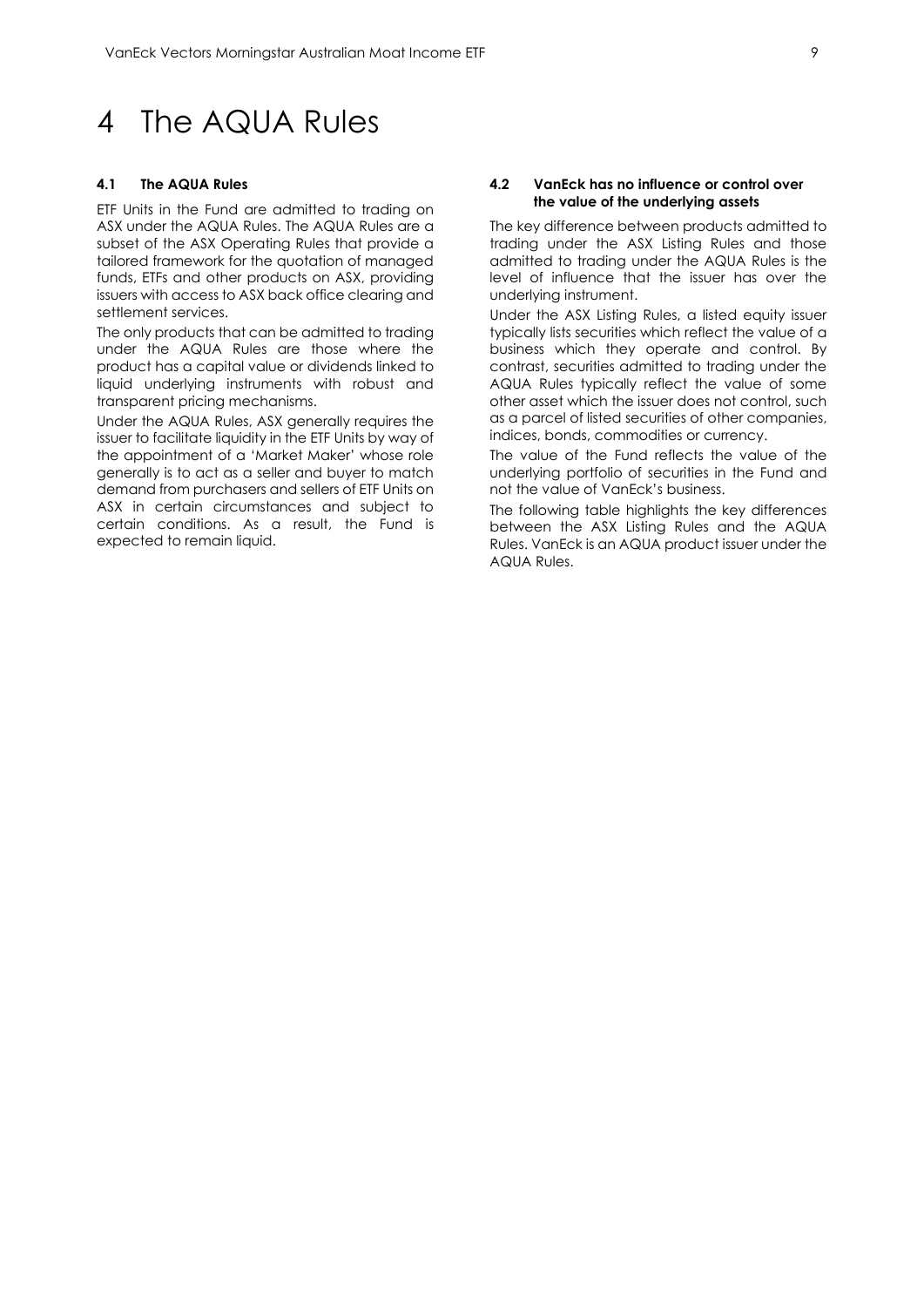# 4 The AQUA Rules

### 4.1 The AQUA Rules

ETF Units in the Fund are admitted to trading on ASX under the AQUA Rules. The AQUA Rules are a subset of the ASX Operating Rules that provide a tailored framework for the quotation of managed funds, ETFs and other products on ASX, providing issuers with access to ASX back office clearing and settlement services.

The only products that can be admitted to trading under the AQUA Rules are those where the product has a capital value or dividends linked to liquid underlying instruments with robust and transparent pricing mechanisms.

Under the AQUA Rules, ASX generally requires the issuer to facilitate liquidity in the ETF Units by way of the appointment of a 'Market Maker' whose role generally is to act as a seller and buyer to match demand from purchasers and sellers of ETF Units on ASX in certain circumstances and subject to certain conditions. As a result, the Fund is expected to remain liquid.

### 4.2 VanEck has no influence or control over the value of the underlying assets

The key difference between products admitted to trading under the ASX Listing Rules and those admitted to trading under the AQUA Rules is the level of influence that the issuer has over the underlying instrument.

Under the ASX Listing Rules, a listed equity issuer typically lists securities which reflect the value of a business which they operate and control. By contrast, securities admitted to trading under the AQUA Rules typically reflect the value of some other asset which the issuer does not control, such as a parcel of listed securities of other companies, indices, bonds, commodities or currency.

The value of the Fund reflects the value of the underlying portfolio of securities in the Fund and not the value of VanEck's business.

The following table highlights the key differences between the ASX Listing Rules and the AQUA Rules. VanEck is an AQUA product issuer under the AQUA Rules.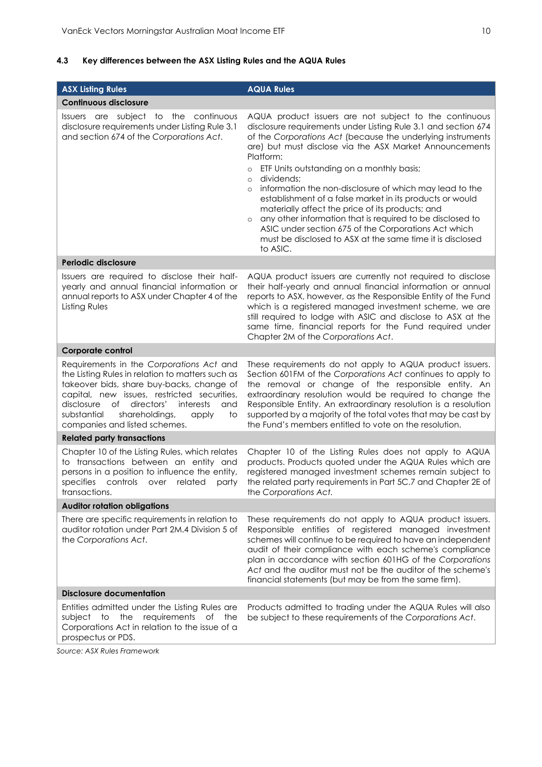### 4.3 Key differences between the ASX Listing Rules and the AQUA Rules

| ASX Listing Rules | AQUA Rules |
|---|---|
| **Continuous disclosure** | |
| Issuers are subject to the continuous disclosure requirements under Listing Rule 3.1 and section 674 of the *Corporations Act*. | AQUA product issuers are not subject to the continuous disclosure requirements under Listing Rule 3.1 and section 674 of the *Corporations Act* (because the underlying instruments are) but must disclose via the ASX Market Announcements Platform: <br>◦ ETF Units outstanding on a monthly basis;<br>◦ dividends;<br>◦ information the non-disclosure of which may lead to the establishment of a false market in its products or would materially affect the price of its products; and<br>◦ any other information that is required to be disclosed to ASIC under section 675 of the Corporations Act which must be disclosed to ASX at the same time it is disclosed to ASIC. |
| **Periodic disclosure** | |
| Issuers are required to disclose their half-yearly and annual financial information or annual reports to ASX under Chapter 4 of the Listing Rules | AQUA product issuers are currently not required to disclose their half-yearly and annual financial information or annual reports to ASX, however, as the Responsible Entity of the Fund which is a registered managed investment scheme, we are still required to lodge with ASIC and disclose to ASX at the same time, financial reports for the Fund required under Chapter 2M of the *Corporations Act*. |
| **Corporate control** | |
| Requirements in the *Corporations Act* and the Listing Rules in relation to matters such as takeover bids, share buy-backs, change of capital, new issues, restricted securities, disclosure of directors' interests and substantial shareholdings, apply to companies and listed schemes. | These requirements do not apply to AQUA product issuers. Section 601FM of the *Corporations Act* continues to apply to the removal or change of the responsible entity. An extraordinary resolution would be required to change the Responsible Entity. An extraordinary resolution is a resolution supported by a majority of the total votes that may be cast by the Fund's members entitled to vote on the resolution. |
| **Related party transactions** | |
| Chapter 10 of the Listing Rules, which relates to transactions between an entity and persons in a position to influence the entity, specifies controls over related party transactions. | Chapter 10 of the Listing Rules does not apply to AQUA products. Products quoted under the AQUA Rules which are registered managed investment schemes remain subject to the related party requirements in Part 5C.7 and Chapter 2E of the *Corporations Act.* |
| **Auditor rotation obligations** | |
| There are specific requirements in relation to auditor rotation under Part 2M.4 Division 5 of the *Corporations Act*. | These requirements do not apply to AQUA product issuers. Responsible entities of registered managed investment schemes will continue to be required to have an independent audit of their compliance with each scheme's compliance plan in accordance with section 601HG of the *Corporations Act* and the auditor must not be the auditor of the scheme's financial statements (but may be from the same firm). |
| **Disclosure documentation** | |
| Entities admitted under the Listing Rules are subject to the requirements of the Corporations Act in relation to the issue of a prospectus or PDS. | Products admitted to trading under the AQUA Rules will also be subject to these requirements of the *Corporations Act*. |

*Source: ASX Rules Framework*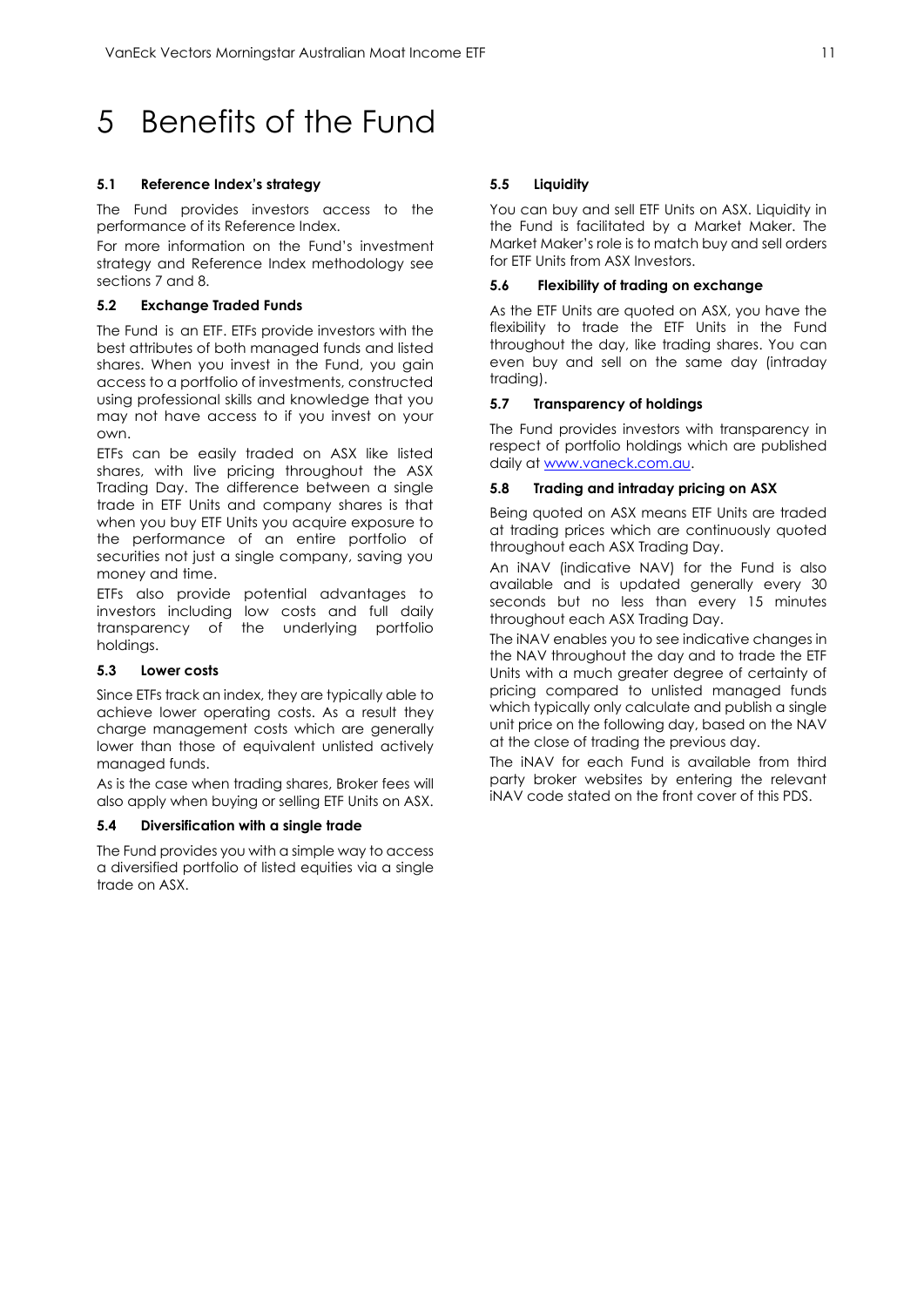# 5 Benefits of the Fund

### 5.1 Reference Index's strategy

The Fund provides investors access to the performance of its Reference Index.

For more information on the Fund's investment strategy and Reference Index methodology see sections 7 and 8.

### 5.2 Exchange Traded Funds

The Fund is an ETF. ETFs provide investors with the best attributes of both managed funds and listed shares. When you invest in the Fund, you gain access to a portfolio of investments, constructed using professional skills and knowledge that you may not have access to if you invest on your own.

ETFs can be easily traded on ASX like listed shares, with live pricing throughout the ASX Trading Day. The difference between a single trade in ETF Units and company shares is that when you buy ETF Units you acquire exposure to the performance of an entire portfolio of securities not just a single company, saving you money and time.

ETFs also provide potential advantages to investors including low costs and full daily transparency of the underlying portfolio holdings.

### 5.3 Lower costs

Since ETFs track an index, they are typically able to achieve lower operating costs. As a result they charge management costs which are generally lower than those of equivalent unlisted actively managed funds.

As is the case when trading shares, Broker fees will also apply when buying or selling ETF Units on ASX.

### 5.4 Diversification with a single trade

The Fund provides you with a simple way to access a diversified portfolio of listed equities via a single trade on ASX.

### 5.5 Liquidity

You can buy and sell ETF Units on ASX. Liquidity in the Fund is facilitated by a Market Maker. The Market Maker's role is to match buy and sell orders for ETF Units from ASX Investors.

### 5.6 Flexibility of trading on exchange

As the ETF Units are quoted on ASX, you have the flexibility to trade the ETF Units in the Fund throughout the day, like trading shares. You can even buy and sell on the same day (intraday trading).

### 5.7 Transparency of holdings

The Fund provides investors with transparency in respect of portfolio holdings which are published daily at www.vaneck.com.au.

### 5.8 Trading and intraday pricing on ASX

Being quoted on ASX means ETF Units are traded at trading prices which are continuously quoted throughout each ASX Trading Day.

An iNAV (indicative NAV) for the Fund is also available and is updated generally every 30 seconds but no less than every 15 minutes throughout each ASX Trading Day.

The iNAV enables you to see indicative changes in the NAV throughout the day and to trade the ETF Units with a much greater degree of certainty of pricing compared to unlisted managed funds which typically only calculate and publish a single unit price on the following day, based on the NAV at the close of trading the previous day.

The iNAV for each Fund is available from third party broker websites by entering the relevant iNAV code stated on the front cover of this PDS.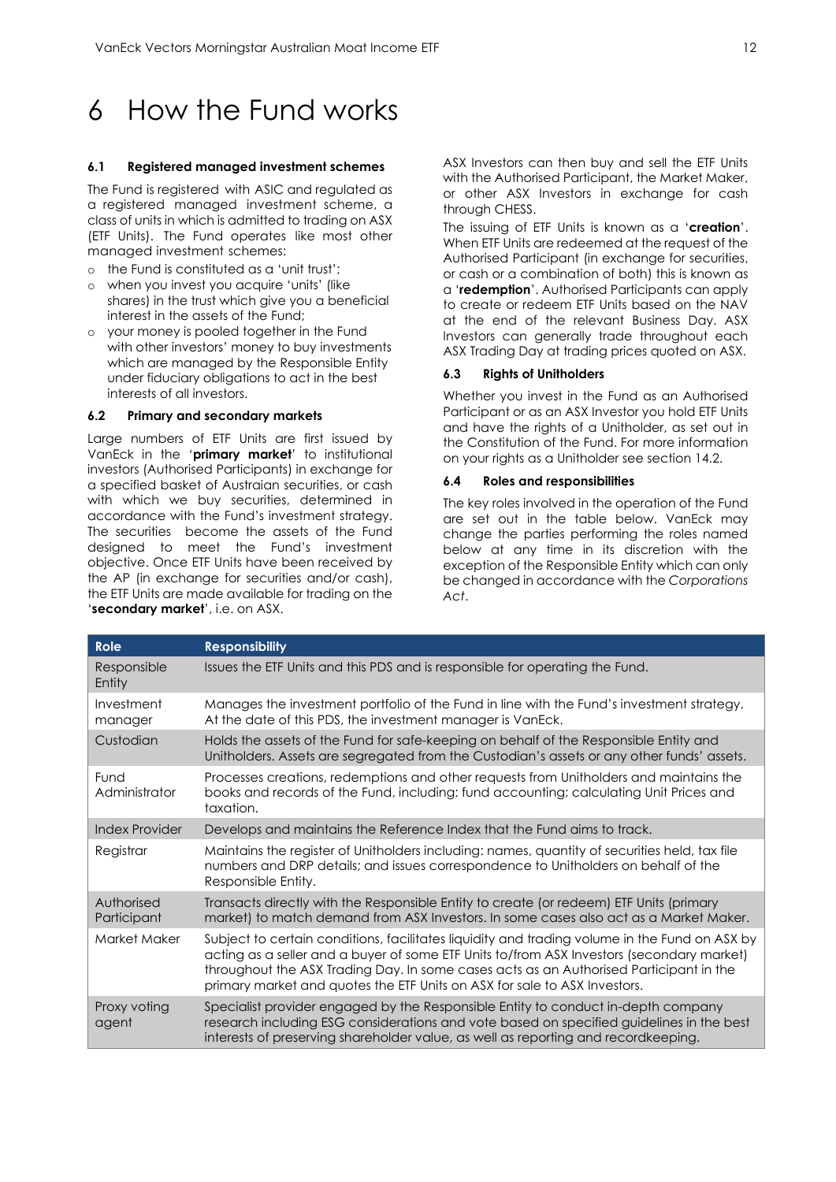# 6 How the Fund works

### 6.1 Registered managed investment schemes

The Fund is registered with ASIC and regulated as a registered managed investment scheme, a class of units in which is admitted to trading on ASX (ETF Units). The Fund operates like most other managed investment schemes:

- the Fund is constituted as a 'unit trust';
- when you invest you acquire 'units' (like shares) in the trust which give you a beneficial interest in the assets of the Fund;
- your money is pooled together in the Fund with other investors' money to buy investments which are managed by the Responsible Entity under fiduciary obligations to act in the best interests of all investors.

### 6.2 Primary and secondary markets

Large numbers of ETF Units are first issued by VanEck in the '**primary market**' to institutional investors (Authorised Participants) in exchange for a specified basket of Austraian securities, or cash with which we buy securities, determined in accordance with the Fund's investment strategy. The securities become the assets of the Fund designed to meet the Fund's investment objective. Once ETF Units have been received by the AP (in exchange for securities and/or cash), the ETF Units are made available for trading on the '**secondary market**', i.e. on ASX.

ASX Investors can then buy and sell the ETF Units with the Authorised Participant, the Market Maker, or other ASX Investors in exchange for cash through CHESS.

The issuing of ETF Units is known as a '**creation**'. When ETF Units are redeemed at the request of the Authorised Participant (in exchange for securities, or cash or a combination of both) this is known as a '**redemption**'. Authorised Participants can apply to create or redeem ETF Units based on the NAV at the end of the relevant Business Day. ASX Investors can generally trade throughout each ASX Trading Day at trading prices quoted on ASX.

### 6.3 Rights of Unitholders

Whether you invest in the Fund as an Authorised Participant or as an ASX Investor you hold ETF Units and have the rights of a Unitholder, as set out in the Constitution of the Fund. For more information on your rights as a Unitholder see section 14.2.

### 6.4 Roles and responsibilities

The key roles involved in the operation of the Fund are set out in the table below. VanEck may change the parties performing the roles named below at any time in its discretion with the exception of the Responsible Entity which can only be changed in accordance with the *Corporations Act*.

| Role | Responsibility |
|---|---|
| Responsible Entity | Issues the ETF Units and this PDS and is responsible for operating the Fund. |
| Investment manager | Manages the investment portfolio of the Fund in line with the Fund's investment strategy. At the date of this PDS, the investment manager is VanEck. |
| Custodian | Holds the assets of the Fund for safe-keeping on behalf of the Responsible Entity and Unitholders. Assets are segregated from the Custodian's assets or any other funds' assets. |
| Fund Administrator | Processes creations, redemptions and other requests from Unitholders and maintains the books and records of the Fund, including: fund accounting; calculating Unit Prices and taxation. |
| Index Provider | Develops and maintains the Reference Index that the Fund aims to track. |
| Registrar | Maintains the register of Unitholders including: names, quantity of securities held, tax file numbers and DRP details; and issues correspondence to Unitholders on behalf of the Responsible Entity. |
| Authorised Participant | Transacts directly with the Responsible Entity to create (or redeem) ETF Units (primary market) to match demand from ASX Investors. In some cases also act as a Market Maker. |
| Market Maker | Subject to certain conditions, facilitates liquidity and trading volume in the Fund on ASX by acting as a seller and a buyer of some ETF Units to/from ASX Investors (secondary market) throughout the ASX Trading Day. In some cases acts as an Authorised Participant in the primary market and quotes the ETF Units on ASX for sale to ASX Investors. |
| Proxy voting agent | Specialist provider engaged by the Responsible Entity to conduct in-depth company research including ESG considerations and vote based on specified guidelines in the best interests of preserving shareholder value, as well as reporting and recordkeeping. |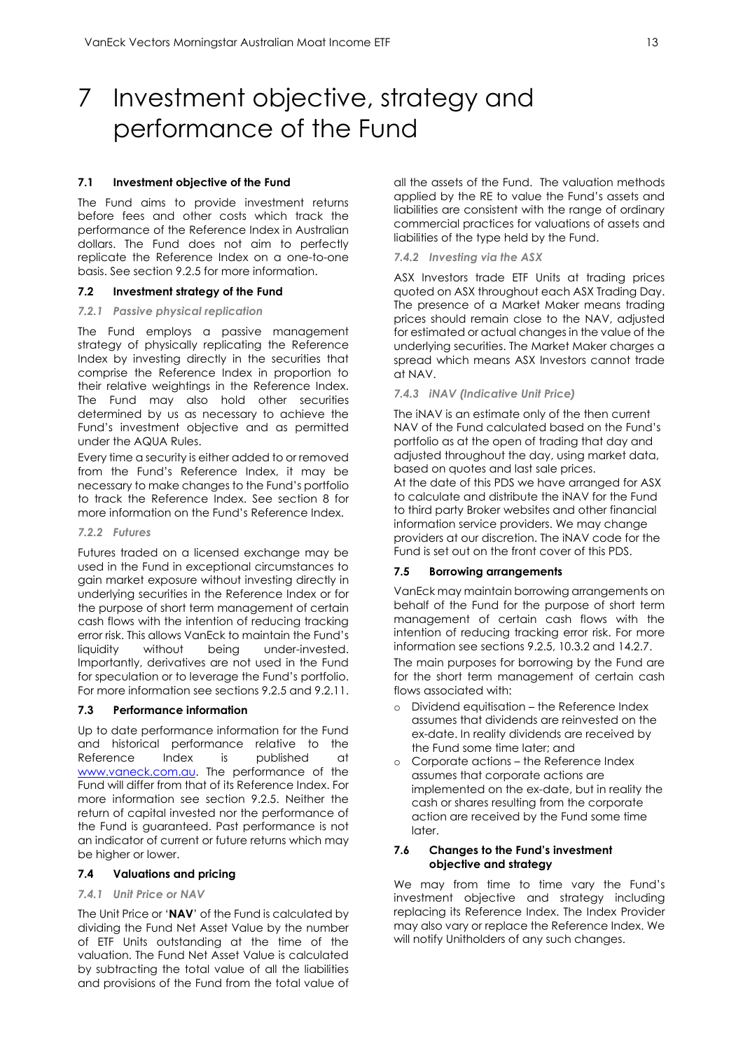# 7 Investment objective, strategy and performance of the Fund

### 7.1 Investment objective of the Fund

The Fund aims to provide investment returns before fees and other costs which track the performance of the Reference Index in Australian dollars. The Fund does not aim to perfectly replicate the Reference Index on a one-to-one basis. See section 9.2.5 for more information.

### 7.2 Investment strategy of the Fund

#### *7.2.1 Passive physical replication*

The Fund employs a passive management strategy of physically replicating the Reference Index by investing directly in the securities that comprise the Reference Index in proportion to their relative weightings in the Reference Index. The Fund may also hold other securities determined by us as necessary to achieve the Fund's investment objective and as permitted under the AQUA Rules.

Every time a security is either added to or removed from the Fund's Reference Index, it may be necessary to make changes to the Fund's portfolio to track the Reference Index. See section 8 for more information on the Fund's Reference Index.

#### *7.2.2 Futures*

Futures traded on a licensed exchange may be used in the Fund in exceptional circumstances to gain market exposure without investing directly in underlying securities in the Reference Index or for the purpose of short term management of certain cash flows with the intention of reducing tracking error risk. This allows VanEck to maintain the Fund's liquidity without being under-invested. Importantly, derivatives are not used in the Fund for speculation or to leverage the Fund's portfolio. For more information see sections 9.2.5 and 9.2.11.

### 7.3 Performance information

Up to date performance information for the Fund and historical performance relative to the Reference Index is published at www.vaneck.com.au. The performance of the Fund will differ from that of its Reference Index. For more information see section 9.2.5. Neither the return of capital invested nor the performance of the Fund is guaranteed. Past performance is not an indicator of current or future returns which may be higher or lower.

### 7.4 Valuations and pricing

#### *7.4.1 Unit Price or NAV*

The Unit Price or '**NAV**' of the Fund is calculated by dividing the Fund Net Asset Value by the number of ETF Units outstanding at the time of the valuation. The Fund Net Asset Value is calculated by subtracting the total value of all the liabilities and provisions of the Fund from the total value of all the assets of the Fund. The valuation methods applied by the RE to value the Fund's assets and liabilities are consistent with the range of ordinary commercial practices for valuations of assets and liabilities of the type held by the Fund.

#### *7.4.2 Investing via the ASX*

ASX Investors trade ETF Units at trading prices quoted on ASX throughout each ASX Trading Day. The presence of a Market Maker means trading prices should remain close to the NAV, adjusted for estimated or actual changes in the value of the underlying securities. The Market Maker charges a spread which means ASX Investors cannot trade at NAV.

#### *7.4.3 iNAV (Indicative Unit Price)*

The iNAV is an estimate only of the then current NAV of the Fund calculated based on the Fund's portfolio as at the open of trading that day and adjusted throughout the day, using market data, based on quotes and last sale prices.

At the date of this PDS we have arranged for ASX to calculate and distribute the iNAV for the Fund to third party Broker websites and other financial information service providers. We may change providers at our discretion. The iNAV code for the Fund is set out on the front cover of this PDS.

### 7.5 Borrowing arrangements

VanEck may maintain borrowing arrangements on behalf of the Fund for the purpose of short term management of certain cash flows with the intention of reducing tracking error risk. For more information see sections 9.2.5, 10.3.2 and 14.2.7.

The main purposes for borrowing by the Fund are for the short term management of certain cash flows associated with:

- Dividend equitisation – the Reference Index assumes that dividends are reinvested on the ex-date. In reality dividends are received by the Fund some time later; and
- Corporate actions – the Reference Index assumes that corporate actions are implemented on the ex-date, but in reality the cash or shares resulting from the corporate action are received by the Fund some time later.

### 7.6 Changes to the Fund's investment objective and strategy

We may from time to time vary the Fund's investment objective and strategy including replacing its Reference Index. The Index Provider may also vary or replace the Reference Index. We will notify Unitholders of any such changes.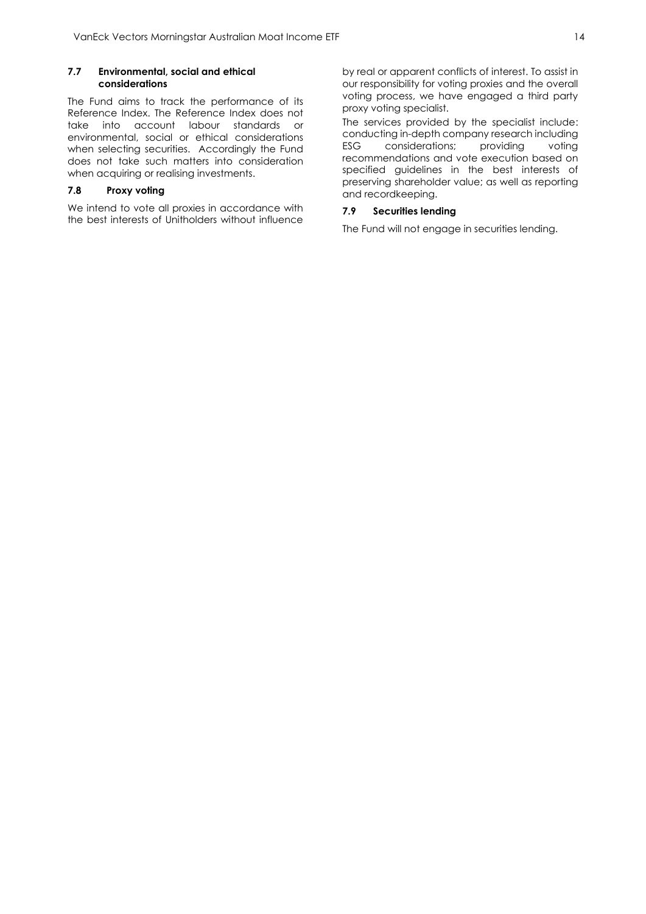### 7.7 Environmental, social and ethical considerations

The Fund aims to track the performance of its Reference Index. The Reference Index does not take into account labour standards or environmental, social or ethical considerations when selecting securities. Accordingly the Fund does not take such matters into consideration when acquiring or realising investments.

### 7.8 Proxy voting

We intend to vote all proxies in accordance with the best interests of Unitholders without influence by real or apparent conflicts of interest. To assist in our responsibility for voting proxies and the overall voting process, we have engaged a third party proxy voting specialist.

The services provided by the specialist include: conducting in-depth company research including ESG considerations; providing voting recommendations and vote execution based on specified guidelines in the best interests of preserving shareholder value; as well as reporting and recordkeeping.

### 7.9 Securities lending

The Fund will not engage in securities lending.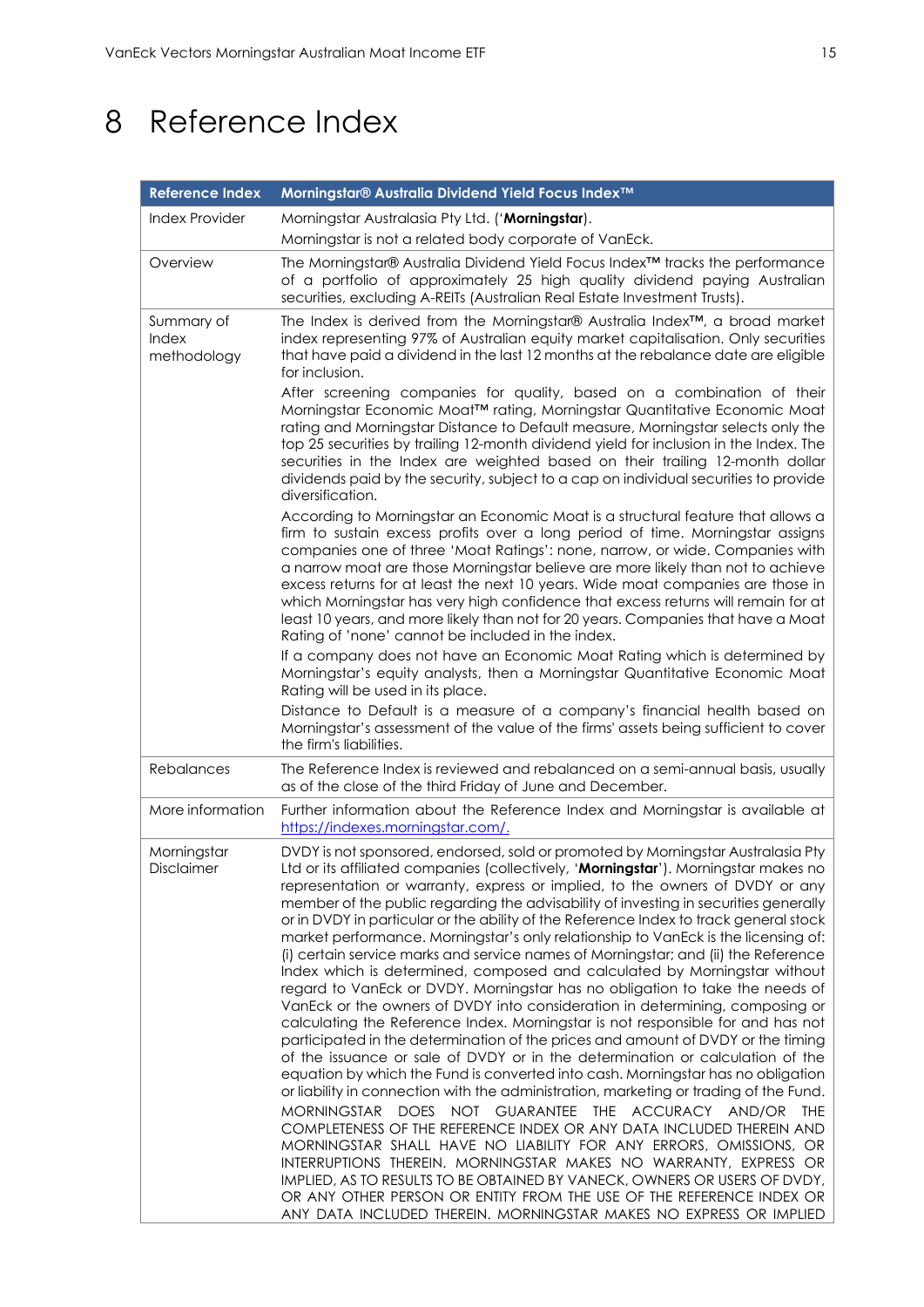# 8 Reference Index

| Reference Index | Morningstar® Australia Dividend Yield Focus Index™ |
|---|---|
| Index Provider | Morningstar Australasia Pty Ltd. ('**Morningstar**').<br>Morningstar is not a related body corporate of VanEck. |
| Overview | The Morningstar® Australia Dividend Yield Focus Index™ tracks the performance of a portfolio of approximately 25 high quality dividend paying Australian securities, excluding A-REITs (Australian Real Estate Investment Trusts). |
| Summary of Index methodology | The Index is derived from the Morningstar® Australia Index™, a broad market index representing 97% of Australian equity market capitalisation. Only securities that have paid a dividend in the last 12 months at the rebalance date are eligible for inclusion.<br>After screening companies for quality, based on a combination of their Morningstar Economic Moat™ rating, Morningstar Quantitative Economic Moat rating and Morningstar Distance to Default measure, Morningstar selects only the top 25 securities by trailing 12-month dividend yield for inclusion in the Index. The securities in the Index are weighted based on their trailing 12-month dollar dividends paid by the security, subject to a cap on individual securities to provide diversification.<br>According to Morningstar an Economic Moat is a structural feature that allows a firm to sustain excess profits over a long period of time. Morningstar assigns companies one of three 'Moat Ratings': none, narrow, or wide. Companies with a narrow moat are those Morningstar believe are more likely than not to achieve excess returns for at least the next 10 years. Wide moat companies are those in which Morningstar has very high confidence that excess returns will remain for at least 10 years, and more likely than not for 20 years. Companies that have a Moat Rating of 'none' cannot be included in the index.<br>If a company does not have an Economic Moat Rating which is determined by Morningstar's equity analysts, then a Morningstar Quantitative Economic Moat Rating will be used in its place.<br>Distance to Default is a measure of a company's financial health based on Morningstar's assessment of the value of the firms' assets being sufficient to cover the firm's liabilities. |
| Rebalances | The Reference Index is reviewed and rebalanced on a semi-annual basis, usually as of the close of the third Friday of June and December. |
| More information | Further information about the Reference Index and Morningstar is available at https://indexes.morningstar.com/. |
| Morningstar Disclaimer | DVDY is not sponsored, endorsed, sold or promoted by Morningstar Australasia Pty Ltd or its affiliated companies (collectively, '**Morningstar**'). Morningstar makes no representation or warranty, express or implied, to the owners of DVDY or any member of the public regarding the advisability of investing in securities generally or in DVDY in particular or the ability of the Reference Index to track general stock market performance. Morningstar's only relationship to VanEck is the licensing of: (i) certain service marks and service names of Morningstar; and (ii) the Reference Index which is determined, composed and calculated by Morningstar without regard to VanEck or DVDY. Morningstar has no obligation to take the needs of VanEck or the owners of DVDY into consideration in determining, composing or calculating the Reference Index. Morningstar is not responsible for and has not participated in the determination of the prices and amount of DVDY or the timing of the issuance or sale of DVDY or in the determination or calculation of the equation by which the Fund is converted into cash. Morningstar has no obligation or liability in connection with the administration, marketing or trading of the Fund.<br>MORNINGSTAR DOES NOT GUARANTEE THE ACCURACY AND/OR THE COMPLETENESS OF THE REFERENCE INDEX OR ANY DATA INCLUDED THEREIN AND MORNINGSTAR SHALL HAVE NO LIABILITY FOR ANY ERRORS, OMISSIONS, OR INTERRUPTIONS THEREIN. MORNINGSTAR MAKES NO WARRANTY, EXPRESS OR IMPLIED, AS TO RESULTS TO BE OBTAINED BY VANECK, OWNERS OR USERS OF DVDY, OR ANY OTHER PERSON OR ENTITY FROM THE USE OF THE REFERENCE INDEX OR ANY DATA INCLUDED THEREIN. MORNINGSTAR MAKES NO EXPRESS OR IMPLIED |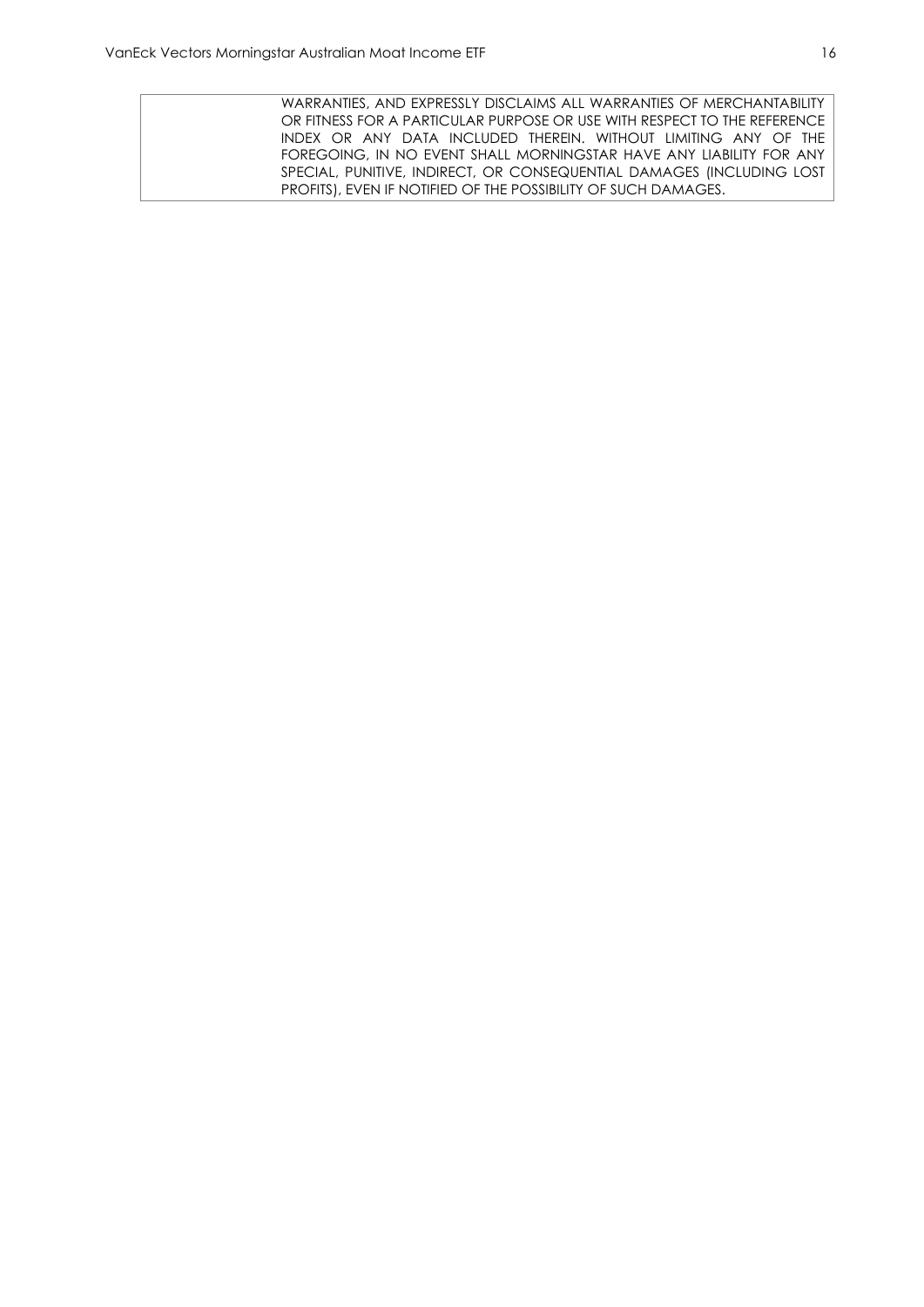|  | WARRANTIES, AND EXPRESSLY DISCLAIMS ALL WARRANTIES OF MERCHANTABILITY OR FITNESS FOR A PARTICULAR PURPOSE OR USE WITH RESPECT TO THE REFERENCE INDEX OR ANY DATA INCLUDED THEREIN. WITHOUT LIMITING ANY OF THE FOREGOING, IN NO EVENT SHALL MORNINGSTAR HAVE ANY LIABILITY FOR ANY SPECIAL, PUNITIVE, INDIRECT, OR CONSEQUENTIAL DAMAGES (INCLUDING LOST PROFITS), EVEN IF NOTIFIED OF THE POSSIBILITY OF SUCH DAMAGES. |
| --- | --- |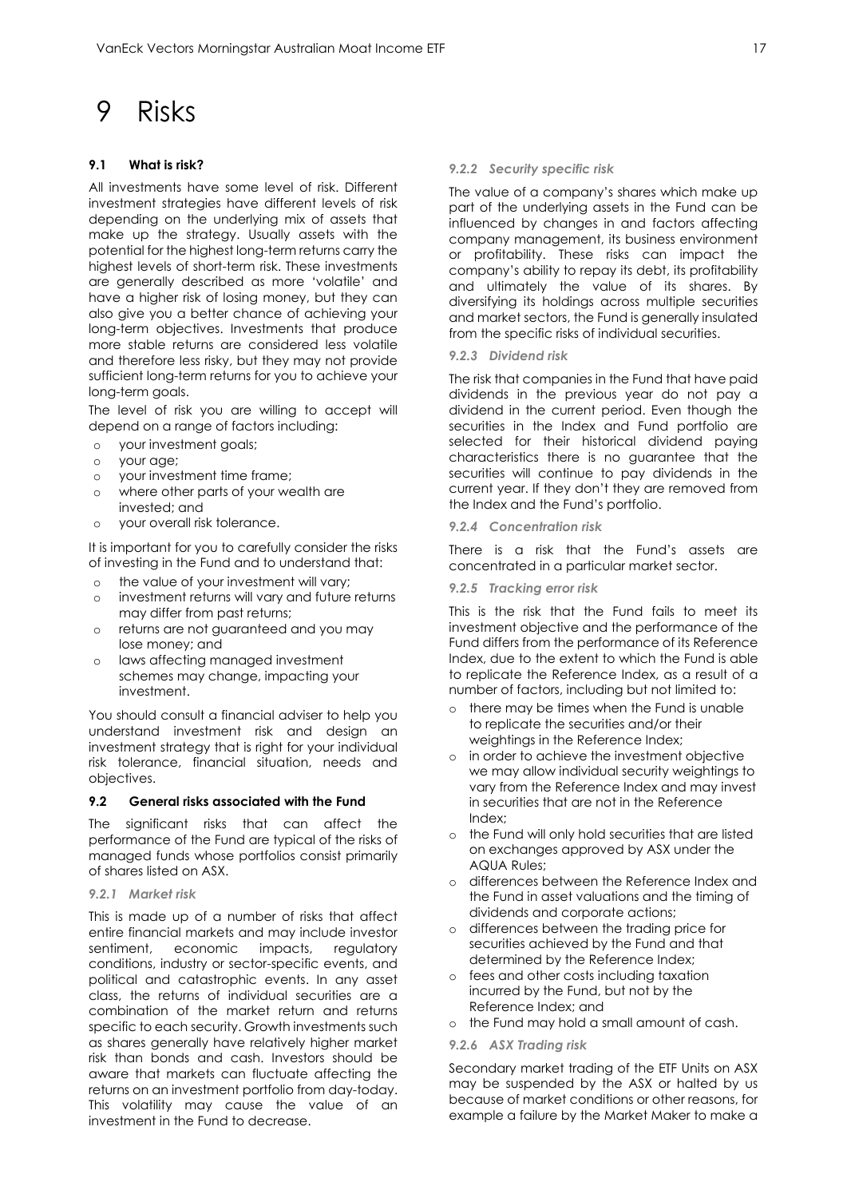# 9 Risks

### 9.1 What is risk?

All investments have some level of risk. Different investment strategies have different levels of risk depending on the underlying mix of assets that make up the strategy. Usually assets with the potential for the highest long-term returns carry the highest levels of short-term risk. These investments are generally described as more 'volatile' and have a higher risk of losing money, but they can also give you a better chance of achieving your long-term objectives. Investments that produce more stable returns are considered less volatile and therefore less risky, but they may not provide sufficient long-term returns for you to achieve your long-term goals.

The level of risk you are willing to accept will depend on a range of factors including:

- your investment goals;
- your age;
- your investment time frame;
- where other parts of your wealth are invested; and
- your overall risk tolerance.

It is important for you to carefully consider the risks of investing in the Fund and to understand that:

- the value of your investment will vary;
- investment returns will vary and future returns may differ from past returns;
- returns are not guaranteed and you may lose money; and
- laws affecting managed investment schemes may change, impacting your investment.

You should consult a financial adviser to help you understand investment risk and design an investment strategy that is right for your individual risk tolerance, financial situation, needs and objectives.

### 9.2 General risks associated with the Fund

The significant risks that can affect the performance of the Fund are typical of the risks of managed funds whose portfolios consist primarily of shares listed on ASX.

#### *9.2.1 Market risk*

This is made up of a number of risks that affect entire financial markets and may include investor sentiment, economic impacts, regulatory conditions, industry or sector-specific events, and political and catastrophic events. In any asset class, the returns of individual securities are a combination of the market return and returns specific to each security. Growth investments such as shares generally have relatively higher market risk than bonds and cash. Investors should be aware that markets can fluctuate affecting the returns on an investment portfolio from day-today. This volatility may cause the value of an investment in the Fund to decrease.

#### *9.2.2 Security specific risk*

The value of a company's shares which make up part of the underlying assets in the Fund can be influenced by changes in and factors affecting company management, its business environment or profitability. These risks can impact the company's ability to repay its debt, its profitability and ultimately the value of its shares. By diversifying its holdings across multiple securities and market sectors, the Fund is generally insulated from the specific risks of individual securities.

#### *9.2.3 Dividend risk*

The risk that companies in the Fund that have paid dividends in the previous year do not pay a dividend in the current period. Even though the securities in the Index and Fund portfolio are selected for their historical dividend paying characteristics there is no guarantee that the securities will continue to pay dividends in the current year. If they don't they are removed from the Index and the Fund's portfolio.

#### *9.2.4 Concentration risk*

There is a risk that the Fund's assets are concentrated in a particular market sector.

#### *9.2.5 Tracking error risk*

This is the risk that the Fund fails to meet its investment objective and the performance of the Fund differs from the performance of its Reference Index, due to the extent to which the Fund is able to replicate the Reference Index, as a result of a number of factors, including but not limited to:

- there may be times when the Fund is unable to replicate the securities and/or their weightings in the Reference Index;
- in order to achieve the investment objective we may allow individual security weightings to vary from the Reference Index and may invest in securities that are not in the Reference Index;
- the Fund will only hold securities that are listed on exchanges approved by ASX under the AQUA Rules;
- differences between the Reference Index and the Fund in asset valuations and the timing of dividends and corporate actions;
- differences between the trading price for securities achieved by the Fund and that determined by the Reference Index;
- fees and other costs including taxation incurred by the Fund, but not by the Reference Index; and
- the Fund may hold a small amount of cash.

#### *9.2.6 ASX Trading risk*

Secondary market trading of the ETF Units on ASX may be suspended by the ASX or halted by us because of market conditions or other reasons, for example a failure by the Market Maker to make a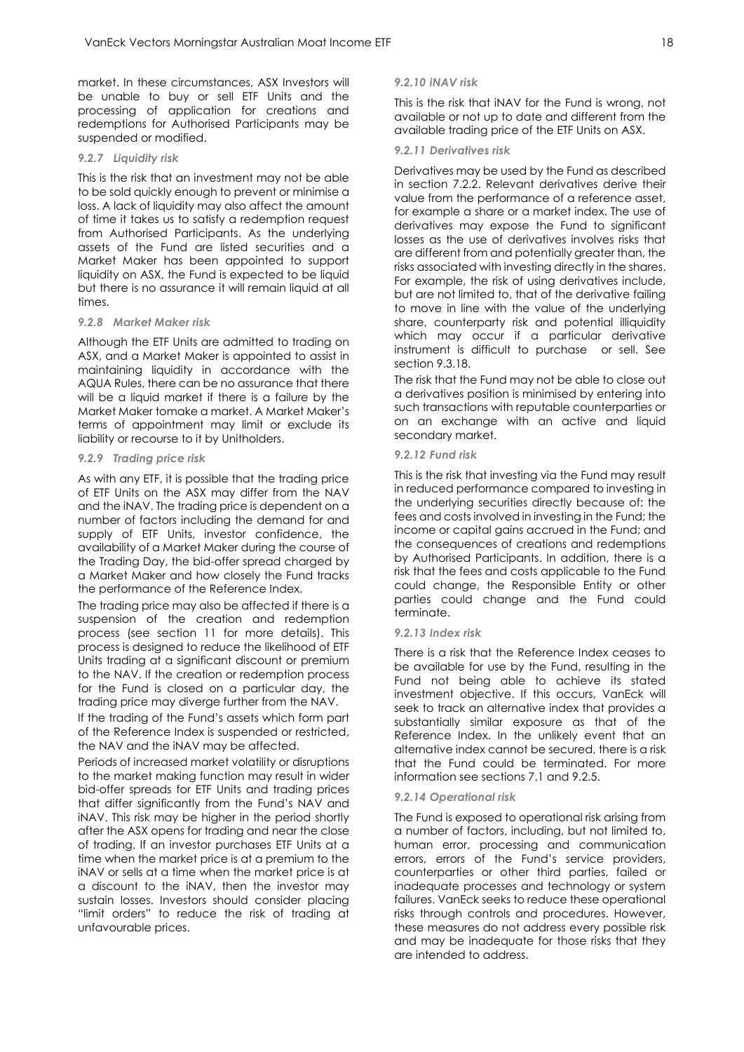market. In these circumstances, ASX Investors will be unable to buy or sell ETF Units and the processing of application for creations and redemptions for Authorised Participants may be suspended or modified.

#### *9.2.7 Liquidity risk*

This is the risk that an investment may not be able to be sold quickly enough to prevent or minimise a loss. A lack of liquidity may also affect the amount of time it takes us to satisfy a redemption request from Authorised Participants. As the underlying assets of the Fund are listed securities and a Market Maker has been appointed to support liquidity on ASX, the Fund is expected to be liquid but there is no assurance it will remain liquid at all times.

#### *9.2.8 Market Maker risk*

Although the ETF Units are admitted to trading on ASX, and a Market Maker is appointed to assist in maintaining liquidity in accordance with the AQUA Rules, there can be no assurance that there will be a liquid market if there is a failure by the Market Maker tomake a market. A Market Maker's terms of appointment may limit or exclude its liability or recourse to it by Unitholders.

#### *9.2.9 Trading price risk*

As with any ETF, it is possible that the trading price of ETF Units on the ASX may differ from the NAV and the iNAV. The trading price is dependent on a number of factors including the demand for and supply of ETF Units, investor confidence, the availability of a Market Maker during the course of the Trading Day, the bid-offer spread charged by a Market Maker and how closely the Fund tracks the performance of the Reference Index.

The trading price may also be affected if there is a suspension of the creation and redemption process (see section 11 for more details). This process is designed to reduce the likelihood of ETF Units trading at a significant discount or premium to the NAV. If the creation or redemption process for the Fund is closed on a particular day, the trading price may diverge further from the NAV.

If the trading of the Fund's assets which form part of the Reference Index is suspended or restricted, the NAV and the iNAV may be affected.

Periods of increased market volatility or disruptions to the market making function may result in wider bid-offer spreads for ETF Units and trading prices that differ significantly from the Fund's NAV and iNAV. This risk may be higher in the period shortly after the ASX opens for trading and near the close of trading. If an investor purchases ETF Units at a time when the market price is at a premium to the iNAV or sells at a time when the market price is at a discount to the iNAV, then the investor may sustain losses. Investors should consider placing "limit orders" to reduce the risk of trading at unfavourable prices.

#### *9.2.10 iNAV risk*

This is the risk that iNAV for the Fund is wrong, not available or not up to date and different from the available trading price of the ETF Units on ASX.

#### *9.2.11 Derivatives risk*

Derivatives may be used by the Fund as described in section 7.2.2. Relevant derivatives derive their value from the performance of a reference asset, for example a share or a market index. The use of derivatives may expose the Fund to significant losses as the use of derivatives involves risks that are different from and potentially greater than, the risks associated with investing directly in the shares. For example, the risk of using derivatives include, but are not limited to, that of the derivative failing to move in line with the value of the underlying share, counterparty risk and potential illiquidity which may occur if a particular derivative instrument is difficult to purchase or sell. See section 9.3.18.

The risk that the Fund may not be able to close out a derivatives position is minimised by entering into such transactions with reputable counterparties or on an exchange with an active and liquid secondary market.

#### *9.2.12 Fund risk*

This is the risk that investing via the Fund may result in reduced performance compared to investing in the underlying securities directly because of: the fees and costs involved in investing in the Fund; the income or capital gains accrued in the Fund; and the consequences of creations and redemptions by Authorised Participants. In addition, there is a risk that the fees and costs applicable to the Fund could change, the Responsible Entity or other parties could change and the Fund could terminate.

#### *9.2.13 Index risk*

There is a risk that the Reference Index ceases to be available for use by the Fund, resulting in the Fund not being able to achieve its stated investment objective. If this occurs, VanEck will seek to track an alternative index that provides a substantially similar exposure as that of the Reference Index. In the unlikely event that an alternative index cannot be secured, there is a risk that the Fund could be terminated. For more information see sections 7.1 and 9.2.5.

#### *9.2.14 Operational risk*

The Fund is exposed to operational risk arising from a number of factors, including, but not limited to, human error, processing and communication errors, errors of the Fund's service providers, counterparties or other third parties, failed or inadequate processes and technology or system failures. VanEck seeks to reduce these operational risks through controls and procedures. However, these measures do not address every possible risk and may be inadequate for those risks that they are intended to address.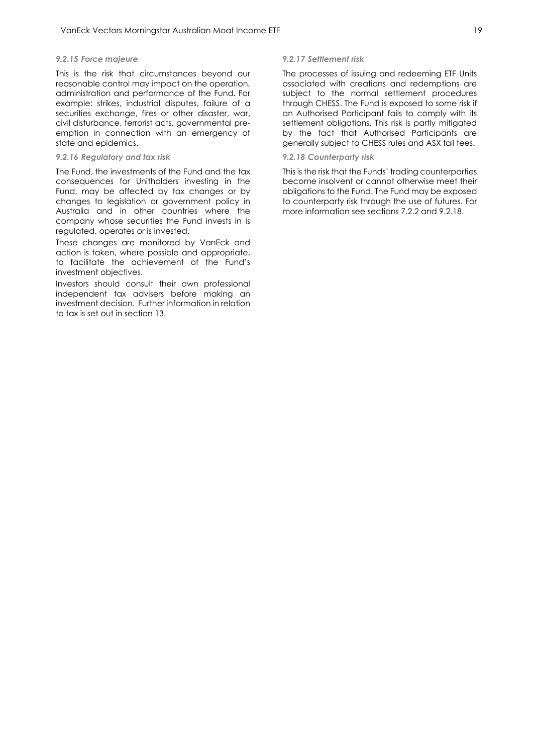#### *9.2.15 Force majeure*

This is the risk that circumstances beyond our reasonable control may impact on the operation, administration and performance of the Fund. For example: strikes, industrial disputes, failure of a securities exchange, fires or other disaster, war, civil disturbance, terrorist acts, governmental pre-emption in connection with an emergency of state and epidemics.

#### *9.2.16 Regulatory and tax risk*

The Fund, the investments of the Fund and the tax consequences for Unitholders investing in the Fund, may be affected by tax changes or by changes to legislation or government policy in Australia and in other countries where the company whose securities the Fund invests in is regulated, operates or is invested.

These changes are monitored by VanEck and action is taken, where possible and appropriate, to facilitate the achievement of the Fund's investment objectives.

Investors should consult their own professional independent tax advisers before making an investment decision. Further information in relation to tax is set out in section 13.

#### *9.2.17 Settlement risk*

The processes of issuing and redeeming ETF Units associated with creations and redemptions are subject to the normal settlement procedures through CHESS. The Fund is exposed to some risk if an Authorised Participant fails to comply with its settlement obligations. This risk is partly mitigated by the fact that Authorised Participants are generally subject to CHESS rules and ASX fail fees.

#### *9.2.18 Counterparty risk*

This is the risk that the Funds' trading counterparties become insolvent or cannot otherwise meet their obligations to the Fund. The Fund may be exposed to counterparty risk through the use of futures. For more information see sections 7.2.2 and 9.2.18.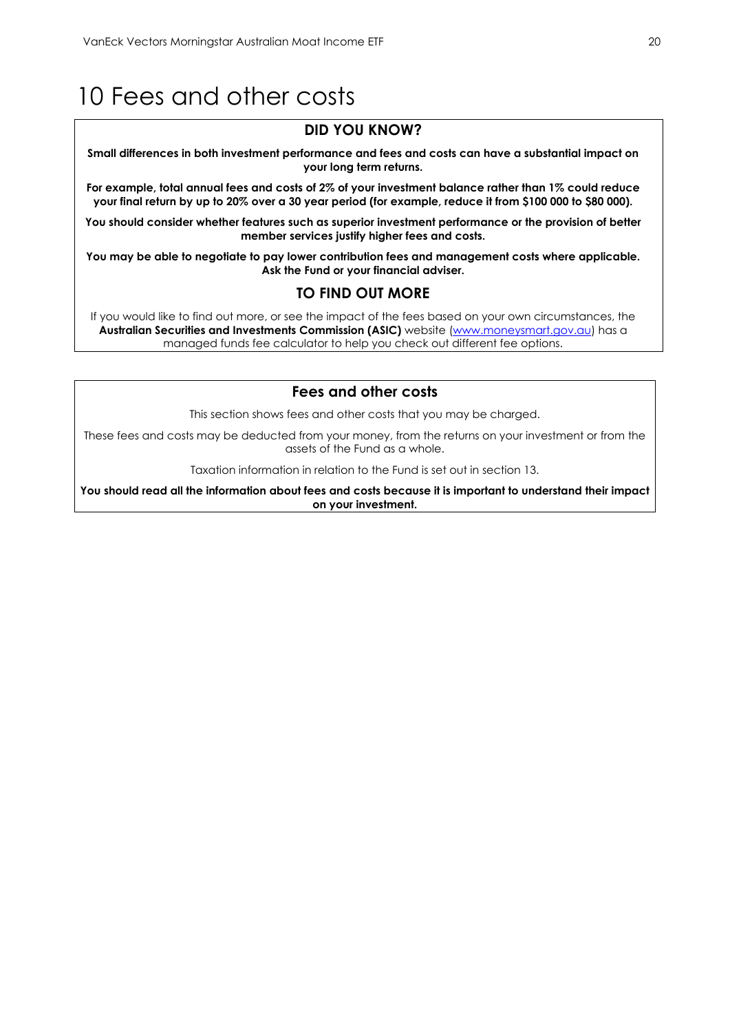# 10 Fees and other costs

### DID YOU KNOW?

**Small differences in both investment performance and fees and costs can have a substantial impact on your long term returns.**

**For example, total annual fees and costs of 2% of your investment balance rather than 1% could reduce your final return by up to 20% over a 30 year period (for example, reduce it from $100 000 to $80 000).**

**You should consider whether features such as superior investment performance or the provision of better member services justify higher fees and costs.**

**You may be able to negotiate to pay lower contribution fees and management costs where applicable. Ask the Fund or your financial adviser.**

### TO FIND OUT MORE

If you would like to find out more, or see the impact of the fees based on your own circumstances, the **Australian Securities and Investments Commission (ASIC)** website ([www.moneysmart.gov.au](http://www.moneysmart.gov.au)) has a managed funds fee calculator to help you check out different fee options.

### Fees and other costs

This section shows fees and other costs that you may be charged.

These fees and costs may be deducted from your money, from the returns on your investment or from the assets of the Fund as a whole.

Taxation information in relation to the Fund is set out in section 13.

**You should read all the information about fees and costs because it is important to understand their impact on your investment.**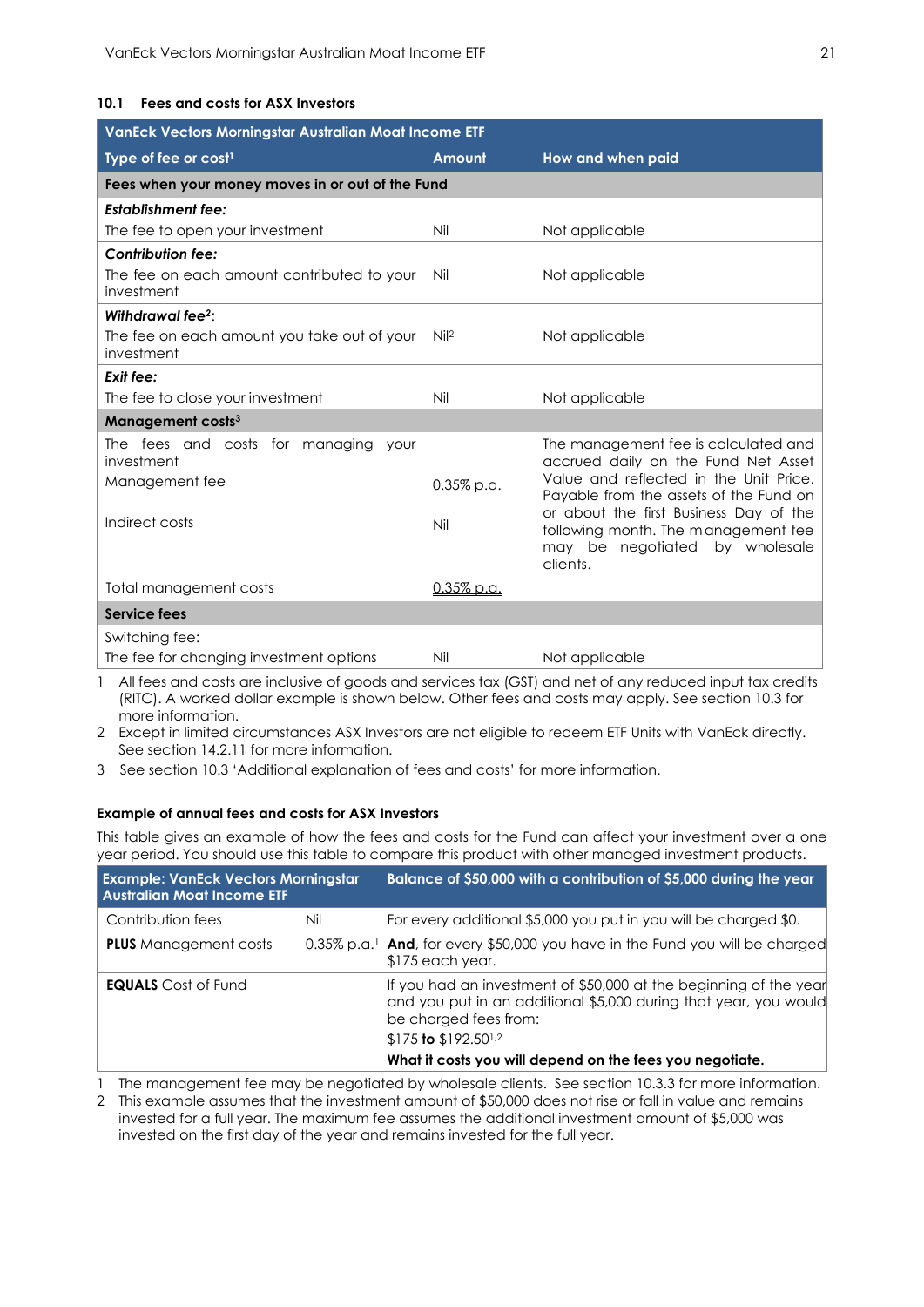### 10.1 Fees and costs for ASX Investors

| VanEck Vectors Morningstar Australian Moat Income ETF | | |
|---|---|---|
| **Type of fee or cost**[1] | **Amount** | **How and when paid** |
| **Fees when your money moves in or out of the Fund** | | |
| ***Establishment fee:*** The fee to open your investment | Nil | Not applicable |
| ***Contribution fee:*** The fee on each amount contributed to your investment | Nil | Not applicable |
| ***Withdrawal fee***[2]: The fee on each amount you take out of your investment | Nil[2] | Not applicable |
| ***Exit fee:*** The fee to close your investment | Nil | Not applicable |
| **Management costs**[3] | | |
| The fees and costs for managing your investment | | The management fee is calculated and accrued daily on the Fund Net Asset Value and reflected in the Unit Price. Payable from the assets of the Fund on or about the first Business Day of the following month. The management fee may be negotiated by wholesale clients. |
| Management fee | 0.35% p.a. | |
| Indirect costs | Nil | |
| Total management costs | 0.35% p.a. | |
| **Service fees** | | |
| Switching fee: The fee for changing investment options | Nil | Not applicable |

1 All fees and costs are inclusive of goods and services tax (GST) and net of any reduced input tax credits (RITC). A worked dollar example is shown below. Other fees and costs may apply. See section 10.3 for more information.

2 Except in limited circumstances ASX Investors are not eligible to redeem ETF Units with VanEck directly. See section 14.2.11 for more information.

3 See section 10.3 'Additional explanation of fees and costs' for more information.

**Example of annual fees and costs for ASX Investors**

This table gives an example of how the fees and costs for the Fund can affect your investment over a one year period. You should use this table to compare this product with other managed investment products.

| Example: VanEck Vectors Morningstar Australian Moat Income ETF | | Balance of $50,000 with a contribution of $5,000 during the year |
|---|---|---|
| Contribution fees | Nil | For every additional $5,000 you put in you will be charged $0. |
| **PLUS** Management costs | 0.35% p.a.[1] | **And**, for every $50,000 you have in the Fund you will be charged $175 each year. |
| **EQUALS** Cost of Fund | | If you had an investment of $50,000 at the beginning of the year and you put in an additional $5,000 during that year, you would be charged fees from: $175 **to** $192.50[1,2] **What it costs you will depend on the fees you negotiate.** |

1 The management fee may be negotiated by wholesale clients. See section 10.3.3 for more information.

2 This example assumes that the investment amount of $50,000 does not rise or fall in value and remains invested for a full year. The maximum fee assumes the additional investment amount of $5,000 was invested on the first day of the year and remains invested for the full year.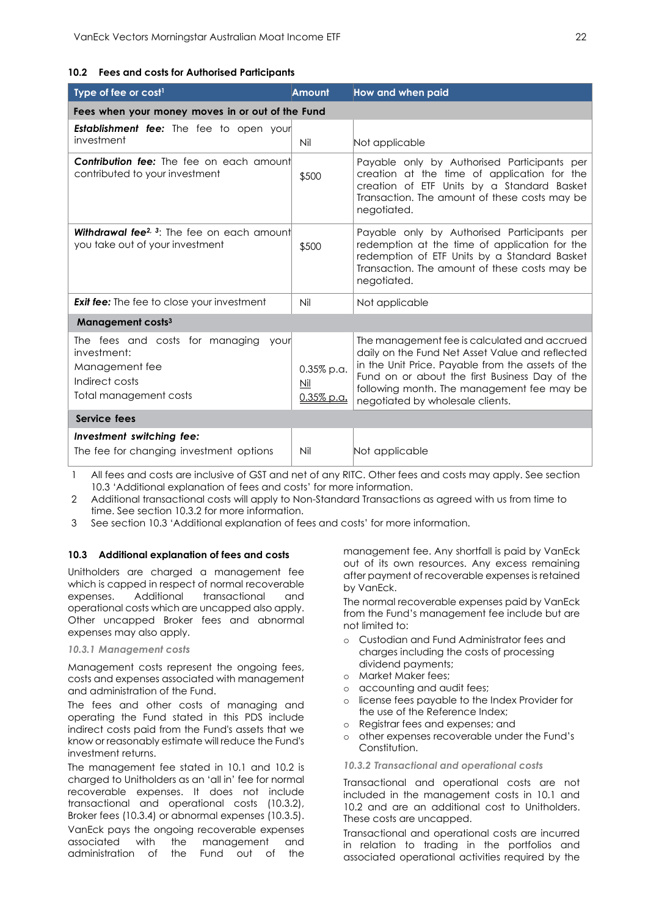## 10.2 Fees and costs for Authorised Participants

| Type of fee or cost[1] | Amount | How and when paid |
|---|---|---|
| **Fees when your money moves in or out of the Fund** | | |
| ***Establishment fee:*** The fee to open your investment | Nil | Not applicable |
| ***Contribution fee:*** The fee on each amount contributed to your investment | $500 | Payable only by Authorised Participants per creation at the time of application for the creation of ETF Units by a Standard Basket Transaction. The amount of these costs may be negotiated. |
| ***Withdrawal fee***[2, 3]: The fee on each amount you take out of your investment | $500 | Payable only by Authorised Participants per redemption at the time of application for the redemption of ETF Units by a Standard Basket Transaction. The amount of these costs may be negotiated. |
| ***Exit fee:*** The fee to close your investment | Nil | Not applicable |
| **Management costs**[3] | | |
| The fees and costs for managing your investment:<br>Management fee<br>Indirect costs<br>Total management costs | 0.35% p.a.<br>Nil<br>0.35% p.a. | The management fee is calculated and accrued daily on the Fund Net Asset Value and reflected in the Unit Price. Payable from the assets of the Fund on or about the first Business Day of the following month. The management fee may be negotiated by wholesale clients. |
| **Service fees** | | |
| ***Investment switching fee:***<br>The fee for changing investment options | Nil | Not applicable |

1 All fees and costs are inclusive of GST and net of any RITC. Other fees and costs may apply. See section 10.3 'Additional explanation of fees and costs' for more information.
2 Additional transactional costs will apply to Non-Standard Transactions as agreed with us from time to time. See section 10.3.2 for more information.
3 See section 10.3 'Additional explanation of fees and costs' for more information.

## 10.3 Additional explanation of fees and costs

Unitholders are charged a management fee which is capped in respect of normal recoverable expenses. Additional transactional and operational costs which are uncapped also apply. Other uncapped Broker fees and abnormal expenses may also apply.

### 10.3.1 Management costs

Management costs represent the ongoing fees, costs and expenses associated with management and administration of the Fund.

The fees and other costs of managing and operating the Fund stated in this PDS include indirect costs paid from the Fund's assets that we know or reasonably estimate will reduce the Fund's investment returns.

The management fee stated in 10.1 and 10.2 is charged to Unitholders as an 'all in' fee for normal recoverable expenses. It does not include transactional and operational costs (10.3.2), Broker fees (10.3.4) or abnormal expenses (10.3.5).

VanEck pays the ongoing recoverable expenses associated with the management and administration of the Fund out of the management fee. Any shortfall is paid by VanEck out of its own resources. Any excess remaining after payment of recoverable expenses is retained by VanEck.

The normal recoverable expenses paid by VanEck from the Fund's management fee include but are not limited to:

- Custodian and Fund Administrator fees and charges including the costs of processing dividend payments;
- Market Maker fees;
- accounting and audit fees;
- license fees payable to the Index Provider for the use of the Reference Index;
- Registrar fees and expenses; and
- other expenses recoverable under the Fund's Constitution.

### 10.3.2 Transactional and operational costs

Transactional and operational costs are not included in the management costs in 10.1 and 10.2 and are an additional cost to Unitholders. These costs are uncapped.

Transactional and operational costs are incurred in relation to trading in the portfolios and associated operational activities required by the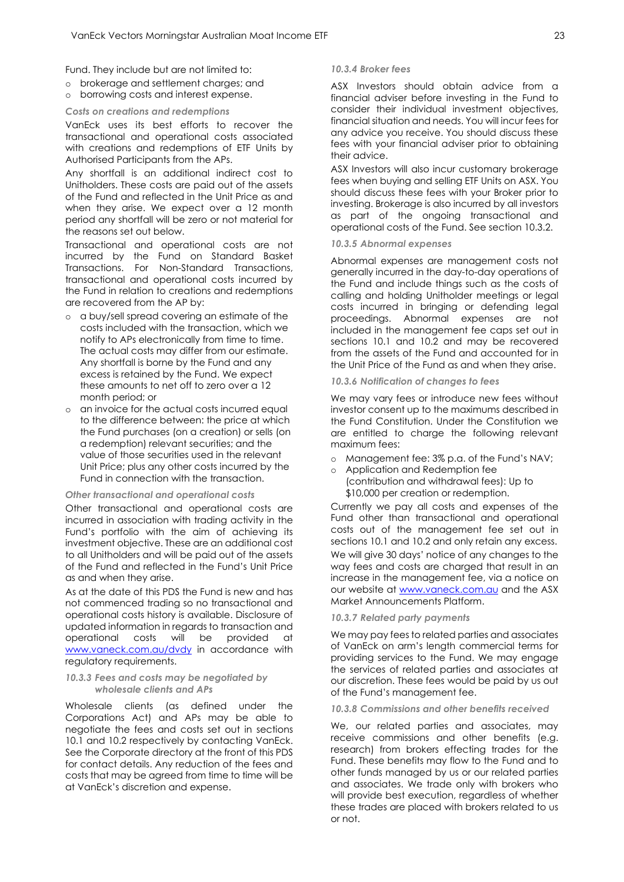Fund. They include but are not limited to:

- brokerage and settlement charges; and
- borrowing costs and interest expense.

*Costs on creations and redemptions*

VanEck uses its best efforts to recover the transactional and operational costs associated with creations and redemptions of ETF Units by Authorised Participants from the APs.

Any shortfall is an additional indirect cost to Unitholders. These costs are paid out of the assets of the Fund and reflected in the Unit Price as and when they arise. We expect over a 12 month period any shortfall will be zero or not material for the reasons set out below.

Transactional and operational costs are not incurred by the Fund on Standard Basket Transactions. For Non-Standard Transactions, transactional and operational costs incurred by the Fund in relation to creations and redemptions are recovered from the AP by:

- a buy/sell spread covering an estimate of the costs included with the transaction, which we notify to APs electronically from time to time. The actual costs may differ from our estimate. Any shortfall is borne by the Fund and any excess is retained by the Fund. We expect these amounts to net off to zero over a 12 month period; or
- an invoice for the actual costs incurred equal to the difference between: the price at which the Fund purchases (on a creation) or sells (on a redemption) relevant securities; and the value of those securities used in the relevant Unit Price; plus any other costs incurred by the Fund in connection with the transaction.

*Other transactional and operational costs*

Other transactional and operational costs are incurred in association with trading activity in the Fund's portfolio with the aim of achieving its investment objective. These are an additional cost to all Unitholders and will be paid out of the assets of the Fund and reflected in the Fund's Unit Price as and when they arise.

As at the date of this PDS the Fund is new and has not commenced trading so no transactional and operational costs history is available. Disclosure of updated information in regards to transaction and operational costs will be provided at www.vaneck.com.au/dvdy in accordance with regulatory requirements.

### *10.3.3 Fees and costs may be negotiated by wholesale clients and APs*

Wholesale clients (as defined under the Corporations Act) and APs may be able to negotiate the fees and costs set out in sections 10.1 and 10.2 respectively by contacting VanEck. See the Corporate directory at the front of this PDS for contact details. Any reduction of the fees and costs that may be agreed from time to time will be at VanEck's discretion and expense.

### *10.3.4 Broker fees*

ASX Investors should obtain advice from a financial adviser before investing in the Fund to consider their individual investment objectives, financial situation and needs. You will incur fees for any advice you receive. You should discuss these fees with your financial adviser prior to obtaining their advice.

ASX Investors will also incur customary brokerage fees when buying and selling ETF Units on ASX. You should discuss these fees with your Broker prior to investing. Brokerage is also incurred by all investors as part of the ongoing transactional and operational costs of the Fund. See section 10.3.2.

### *10.3.5 Abnormal expenses*

Abnormal expenses are management costs not generally incurred in the day-to-day operations of the Fund and include things such as the costs of calling and holding Unitholder meetings or legal costs incurred in bringing or defending legal proceedings. Abnormal expenses are not included in the management fee caps set out in sections 10.1 and 10.2 and may be recovered from the assets of the Fund and accounted for in the Unit Price of the Fund as and when they arise.

### *10.3.6 Notification of changes to fees*

We may vary fees or introduce new fees without investor consent up to the maximums described in the Fund Constitution. Under the Constitution we are entitled to charge the following relevant maximum fees:

- Management fee: 3% p.a. of the Fund's NAV;
- Application and Redemption fee (contribution and withdrawal fees): Up to $10,000 per creation or redemption.

Currently we pay all costs and expenses of the Fund other than transactional and operational costs out of the management fee set out in sections 10.1 and 10.2 and only retain any excess.

We will give 30 days' notice of any changes to the way fees and costs are charged that result in an increase in the management fee, via a notice on our website at www.vaneck.com.au and the ASX Market Announcements Platform.

### *10.3.7 Related party payments*

We may pay fees to related parties and associates of VanEck on arm's length commercial terms for providing services to the Fund. We may engage the services of related parties and associates at our discretion. These fees would be paid by us out of the Fund's management fee.

### *10.3.8 Commissions and other benefits received*

We, our related parties and associates, may receive commissions and other benefits (e.g. research) from brokers effecting trades for the Fund. These benefits may flow to the Fund and to other funds managed by us or our related parties and associates. We trade only with brokers who will provide best execution, regardless of whether these trades are placed with brokers related to us or not.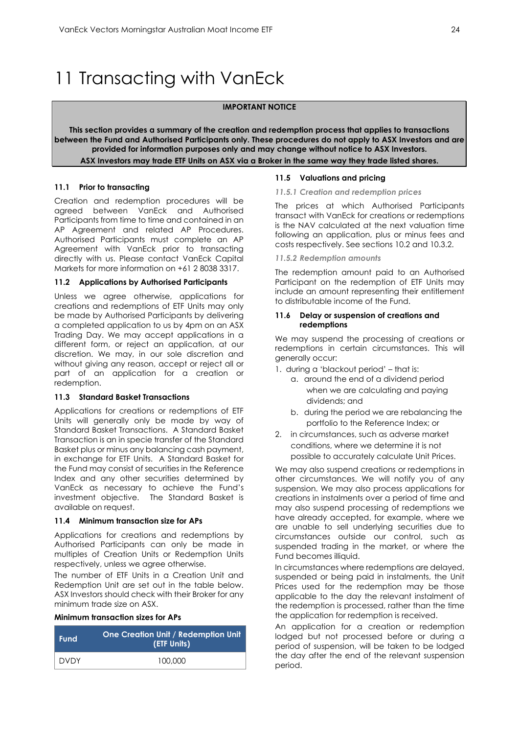# 11 Transacting with VanEck

**IMPORTANT NOTICE**

**This section provides a summary of the creation and redemption process that applies to transactions between the Fund and Authorised Participants only. These procedures do not apply to ASX Investors and are provided for information purposes only and may change without notice to ASX Investors.**

**ASX Investors may trade ETF Units on ASX via a Broker in the same way they trade listed shares.**

### 11.1 Prior to transacting

Creation and redemption procedures will be agreed between VanEck and Authorised Participants from time to time and contained in an AP Agreement and related AP Procedures. Authorised Participants must complete an AP Agreement with VanEck prior to transacting directly with us. Please contact VanEck Capital Markets for more information on +61 2 8038 3317.

### 11.2 Applications by Authorised Participants

Unless we agree otherwise, applications for creations and redemptions of ETF Units may only be made by Authorised Participants by delivering a completed application to us by 4pm on an ASX Trading Day. We may accept applications in a different form, or reject an application, at our discretion. We may, in our sole discretion and without giving any reason, accept or reject all or part of an application for a creation or redemption.

### 11.3 Standard Basket Transactions

Applications for creations or redemptions of ETF Units will generally only be made by way of Standard Basket Transactions. A Standard Basket Transaction is an in specie transfer of the Standard Basket plus or minus any balancing cash payment, in exchange for ETF Units. A Standard Basket for the Fund may consist of securities in the Reference Index and any other securities determined by VanEck as necessary to achieve the Fund's investment objective. The Standard Basket is available on request.

### 11.4 Minimum transaction size for APs

Applications for creations and redemptions by Authorised Participants can only be made in multiples of Creation Units or Redemption Units respectively, unless we agree otherwise.

The number of ETF Units in a Creation Unit and Redemption Unit are set out in the table below. ASX Investors should check with their Broker for any minimum trade size on ASX.

**Minimum transaction sizes for APs**

| Fund | One Creation Unit / Redemption Unit (ETF Units) |
|---|---|
| DVDY | 100,000 |

### 11.5 Valuations and pricing

#### *11.5.1 Creation and redemption prices*

The prices at which Authorised Participants transact with VanEck for creations or redemptions is the NAV calculated at the next valuation time following an application, plus or minus fees and costs respectively. See sections 10.2 and 10.3.2.

#### *11.5.2 Redemption amounts*

The redemption amount paid to an Authorised Participant on the redemption of ETF Units may include an amount representing their entitlement to distributable income of the Fund.

### 11.6 Delay or suspension of creations and redemptions

We may suspend the processing of creations or redemptions in certain circumstances. This will generally occur:

1. during a 'blackout period' – that is:
   a. around the end of a dividend period when we are calculating and paying dividends; and
   b. during the period we are rebalancing the portfolio to the Reference Index; or
2. in circumstances, such as adverse market conditions, where we determine it is not possible to accurately calculate Unit Prices.

We may also suspend creations or redemptions in other circumstances. We will notify you of any suspension. We may also process applications for creations in instalments over a period of time and may also suspend processing of redemptions we have already accepted, for example, where we are unable to sell underlying securities due to circumstances outside our control, such as suspended trading in the market, or where the Fund becomes illiquid.

In circumstances where redemptions are delayed, suspended or being paid in instalments, the Unit Prices used for the redemption may be those applicable to the day the relevant instalment of the redemption is processed, rather than the time the application for redemption is received.

An application for a creation or redemption lodged but not processed before or during a period of suspension, will be taken to be lodged the day after the end of the relevant suspension period.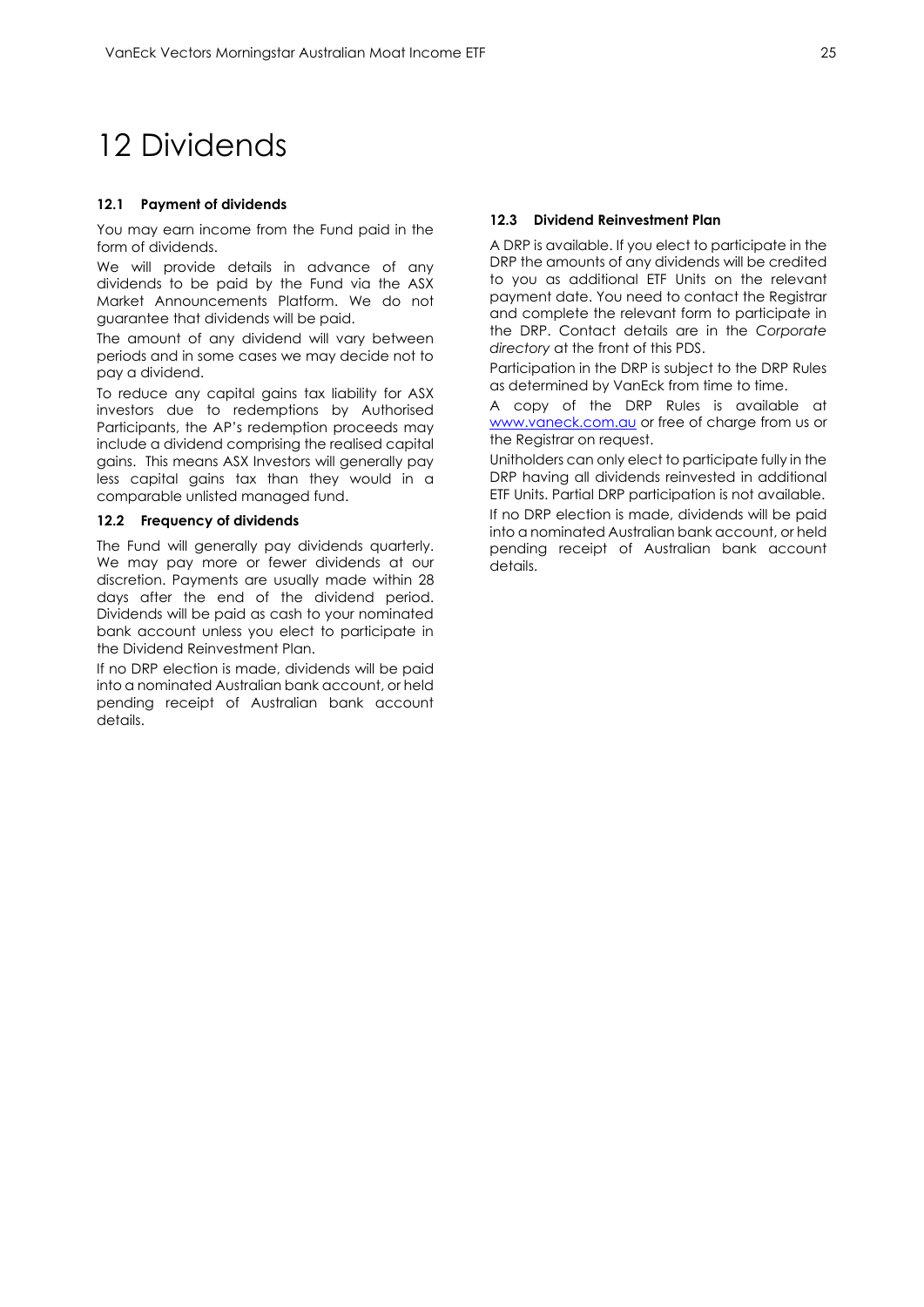# 12 Dividends

### 12.1 Payment of dividends

You may earn income from the Fund paid in the form of dividends.

We will provide details in advance of any dividends to be paid by the Fund via the ASX Market Announcements Platform. We do not guarantee that dividends will be paid.

The amount of any dividend will vary between periods and in some cases we may decide not to pay a dividend.

To reduce any capital gains tax liability for ASX investors due to redemptions by Authorised Participants, the AP's redemption proceeds may include a dividend comprising the realised capital gains. This means ASX Investors will generally pay less capital gains tax than they would in a comparable unlisted managed fund.

### 12.2 Frequency of dividends

The Fund will generally pay dividends quarterly. We may pay more or fewer dividends at our discretion. Payments are usually made within 28 days after the end of the dividend period. Dividends will be paid as cash to your nominated bank account unless you elect to participate in the Dividend Reinvestment Plan.

If no DRP election is made, dividends will be paid into a nominated Australian bank account, or held pending receipt of Australian bank account details.

### 12.3 Dividend Reinvestment Plan

A DRP is available. If you elect to participate in the DRP the amounts of any dividends will be credited to you as additional ETF Units on the relevant payment date. You need to contact the Registrar and complete the relevant form to participate in the DRP. Contact details are in the *Corporate directory* at the front of this PDS.

Participation in the DRP is subject to the DRP Rules as determined by VanEck from time to time.

A copy of the DRP Rules is available at www.vaneck.com.au or free of charge from us or the Registrar on request.

Unitholders can only elect to participate fully in the DRP having all dividends reinvested in additional ETF Units. Partial DRP participation is not available.

If no DRP election is made, dividends will be paid into a nominated Australian bank account, or held pending receipt of Australian bank account details.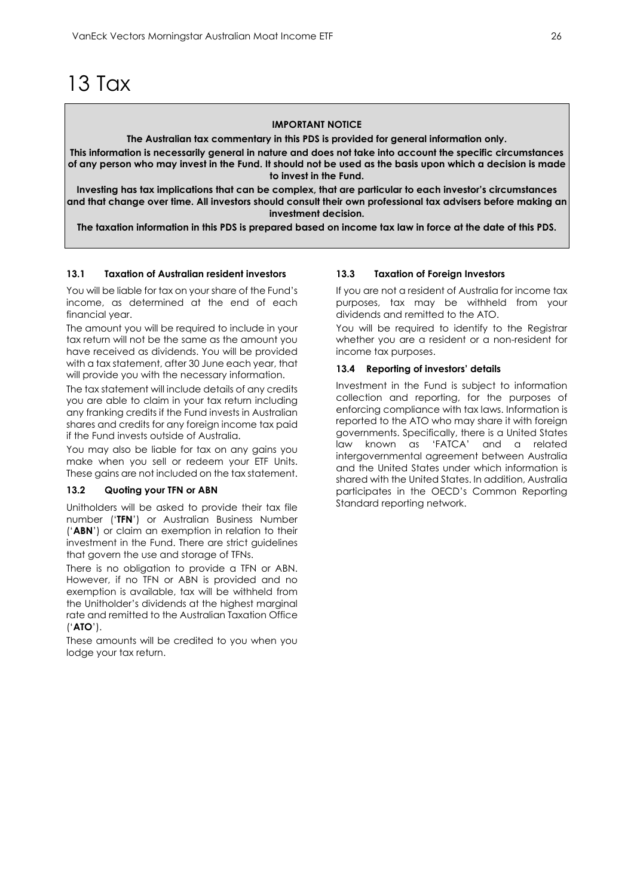# 13 Tax

**IMPORTANT NOTICE**

**The Australian tax commentary in this PDS is provided for general information only.**

**This information is necessarily general in nature and does not take into account the specific circumstances of any person who may invest in the Fund. It should not be used as the basis upon which a decision is made to invest in the Fund.**

**Investing has tax implications that can be complex, that are particular to each investor's circumstances and that change over time. All investors should consult their own professional tax advisers before making an investment decision.**

**The taxation information in this PDS is prepared based on income tax law in force at the date of this PDS.**

### 13.1 Taxation of Australian resident investors

You will be liable for tax on your share of the Fund's income, as determined at the end of each financial year.

The amount you will be required to include in your tax return will not be the same as the amount you have received as dividends. You will be provided with a tax statement, after 30 June each year, that will provide you with the necessary information.

The tax statement will include details of any credits you are able to claim in your tax return including any franking credits if the Fund invests in Australian shares and credits for any foreign income tax paid if the Fund invests outside of Australia.

You may also be liable for tax on any gains you make when you sell or redeem your ETF Units. These gains are not included on the tax statement.

### 13.2 Quoting your TFN or ABN

Unitholders will be asked to provide their tax file number ('**TFN**') or Australian Business Number ('**ABN**') or claim an exemption in relation to their investment in the Fund. There are strict guidelines that govern the use and storage of TFNs.

There is no obligation to provide a TFN or ABN. However, if no TFN or ABN is provided and no exemption is available, tax will be withheld from the Unitholder's dividends at the highest marginal rate and remitted to the Australian Taxation Office ('**ATO**').

These amounts will be credited to you when you lodge your tax return.

### 13.3 Taxation of Foreign Investors

If you are not a resident of Australia for income tax purposes, tax may be withheld from your dividends and remitted to the ATO.

You will be required to identify to the Registrar whether you are a resident or a non-resident for income tax purposes.

### 13.4 Reporting of investors' details

Investment in the Fund is subject to information collection and reporting, for the purposes of enforcing compliance with tax laws. Information is reported to the ATO who may share it with foreign governments. Specifically, there is a United States law known as 'FATCA' and a related intergovernmental agreement between Australia and the United States under which information is shared with the United States. In addition, Australia participates in the OECD's Common Reporting Standard reporting network.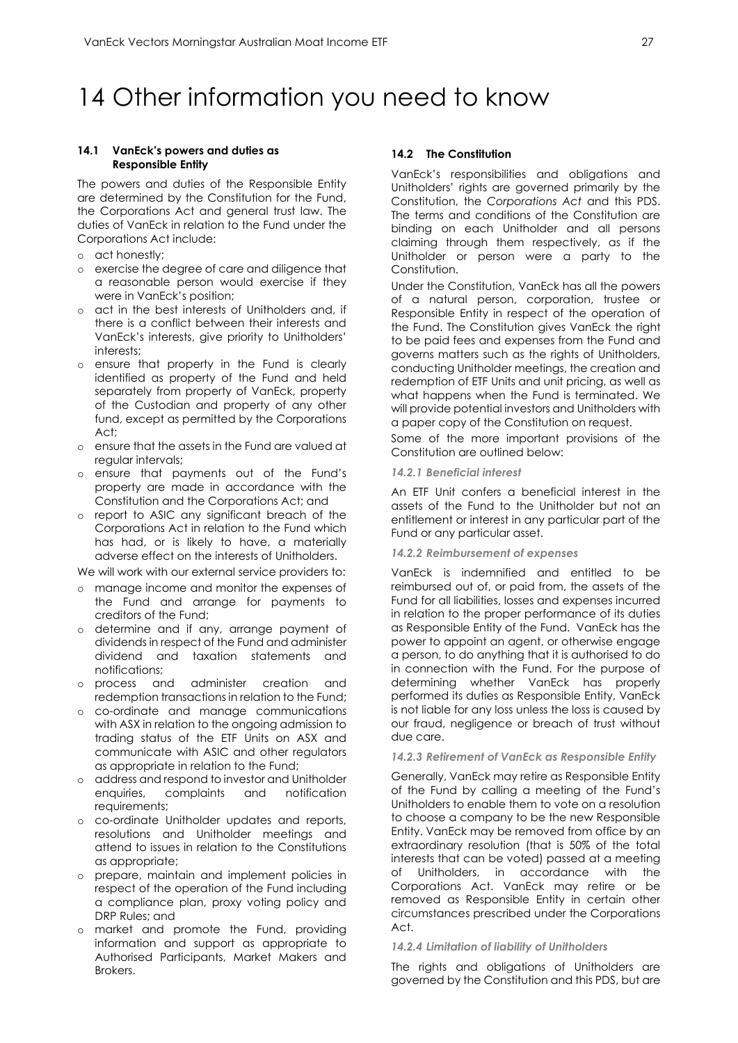# 14 Other information you need to know

### 14.1 VanEck's powers and duties as Responsible Entity

The powers and duties of the Responsible Entity are determined by the Constitution for the Fund, the Corporations Act and general trust law. The duties of VanEck in relation to the Fund under the Corporations Act include:

- act honestly;
- exercise the degree of care and diligence that a reasonable person would exercise if they were in VanEck's position;
- act in the best interests of Unitholders and, if there is a conflict between their interests and VanEck's interests, give priority to Unitholders' interests;
- ensure that property in the Fund is clearly identified as property of the Fund and held separately from property of VanEck, property of the Custodian and property of any other fund, except as permitted by the Corporations Act;
- ensure that the assets in the Fund are valued at regular intervals;
- ensure that payments out of the Fund's property are made in accordance with the Constitution and the Corporations Act; and
- report to ASIC any significant breach of the Corporations Act in relation to the Fund which has had, or is likely to have, a materially adverse effect on the interests of Unitholders.

We will work with our external service providers to:

- manage income and monitor the expenses of the Fund and arrange for payments to creditors of the Fund;
- determine and if any, arrange payment of dividends in respect of the Fund and administer dividend and taxation statements and notifications;
- process and administer creation and redemption transactions in relation to the Fund;
- co-ordinate and manage communications with ASX in relation to the ongoing admission to trading status of the ETF Units on ASX and communicate with ASIC and other regulators as appropriate in relation to the Fund;
- address and respond to investor and Unitholder enquiries, complaints and notification requirements;
- co-ordinate Unitholder updates and reports, resolutions and Unitholder meetings and attend to issues in relation to the Constitutions as appropriate;
- prepare, maintain and implement policies in respect of the operation of the Fund including a compliance plan, proxy voting policy and DRP Rules; and
- market and promote the Fund, providing information and support as appropriate to Authorised Participants, Market Makers and Brokers.

### 14.2 The Constitution

VanEck's responsibilities and obligations and Unitholders' rights are governed primarily by the Constitution, the *Corporations Act* and this PDS. The terms and conditions of the Constitution are binding on each Unitholder and all persons claiming through them respectively, as if the Unitholder or person were a party to the Constitution.

Under the Constitution, VanEck has all the powers of a natural person, corporation, trustee or Responsible Entity in respect of the operation of the Fund. The Constitution gives VanEck the right to be paid fees and expenses from the Fund and governs matters such as the rights of Unitholders, conducting Unitholder meetings, the creation and redemption of ETF Units and unit pricing, as well as what happens when the Fund is terminated. We will provide potential investors and Unitholders with a paper copy of the Constitution on request.

Some of the more important provisions of the Constitution are outlined below:

#### *14.2.1 Beneficial interest*

An ETF Unit confers a beneficial interest in the assets of the Fund to the Unitholder but not an entitlement or interest in any particular part of the Fund or any particular asset.

#### *14.2.2 Reimbursement of expenses*

VanEck is indemnified and entitled to be reimbursed out of, or paid from, the assets of the Fund for all liabilities, losses and expenses incurred in relation to the proper performance of its duties as Responsible Entity of the Fund. VanEck has the power to appoint an agent, or otherwise engage a person, to do anything that it is authorised to do in connection with the Fund. For the purpose of determining whether VanEck has properly performed its duties as Responsible Entity, VanEck is not liable for any loss unless the loss is caused by our fraud, negligence or breach of trust without due care.

#### *14.2.3 Retirement of VanEck as Responsible Entity*

Generally, VanEck may retire as Responsible Entity of the Fund by calling a meeting of the Fund's Unitholders to enable them to vote on a resolution to choose a company to be the new Responsible Entity. VanEck may be removed from office by an extraordinary resolution (that is 50% of the total interests that can be voted) passed at a meeting of Unitholders, in accordance with the Corporations Act. VanEck may retire or be removed as Responsible Entity in certain other circumstances prescribed under the Corporations Act.

#### *14.2.4 Limitation of liability of Unitholders*

The rights and obligations of Unitholders are governed by the Constitution and this PDS, but are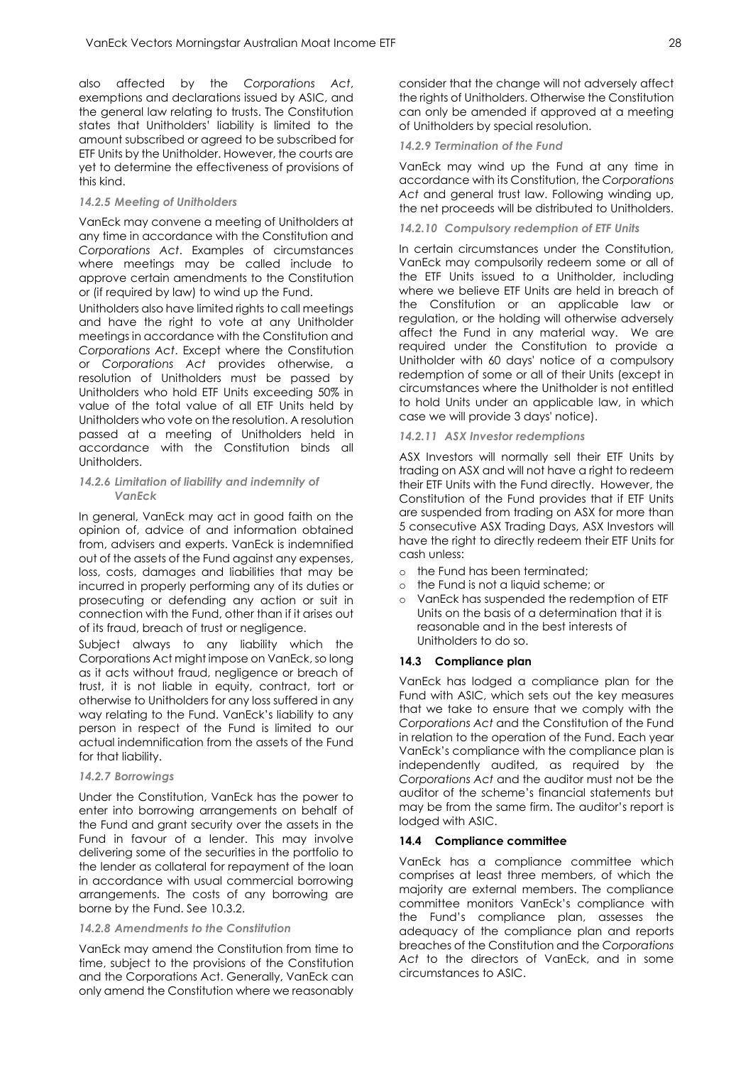also affected by the *Corporations Act*, exemptions and declarations issued by ASIC, and the general law relating to trusts. The Constitution states that Unitholders' liability is limited to the amount subscribed or agreed to be subscribed for ETF Units by the Unitholder. However, the courts are yet to determine the effectiveness of provisions of this kind.

#### *14.2.5 Meeting of Unitholders*

VanEck may convene a meeting of Unitholders at any time in accordance with the Constitution and *Corporations Act*. Examples of circumstances where meetings may be called include to approve certain amendments to the Constitution or (if required by law) to wind up the Fund.

Unitholders also have limited rights to call meetings and have the right to vote at any Unitholder meetings in accordance with the Constitution and *Corporations Act*. Except where the Constitution or *Corporations Act* provides otherwise, a resolution of Unitholders must be passed by Unitholders who hold ETF Units exceeding 50% in value of the total value of all ETF Units held by Unitholders who vote on the resolution. A resolution passed at a meeting of Unitholders held in accordance with the Constitution binds all Unitholders.

#### *14.2.6 Limitation of liability and indemnity of VanEck*

In general, VanEck may act in good faith on the opinion of, advice of and information obtained from, advisers and experts. VanEck is indemnified out of the assets of the Fund against any expenses, loss, costs, damages and liabilities that may be incurred in properly performing any of its duties or prosecuting or defending any action or suit in connection with the Fund, other than if it arises out of its fraud, breach of trust or negligence.

Subject always to any liability which the Corporations Act might impose on VanEck, so long as it acts without fraud, negligence or breach of trust, it is not liable in equity, contract, tort or otherwise to Unitholders for any loss suffered in any way relating to the Fund. VanEck's liability to any person in respect of the Fund is limited to our actual indemnification from the assets of the Fund for that liability.

#### *14.2.7 Borrowings*

Under the Constitution, VanEck has the power to enter into borrowing arrangements on behalf of the Fund and grant security over the assets in the Fund in favour of a lender. This may involve delivering some of the securities in the portfolio to the lender as collateral for repayment of the loan in accordance with usual commercial borrowing arrangements. The costs of any borrowing are borne by the Fund. See 10.3.2.

#### *14.2.8 Amendments to the Constitution*

VanEck may amend the Constitution from time to time, subject to the provisions of the Constitution and the Corporations Act. Generally, VanEck can only amend the Constitution where we reasonably consider that the change will not adversely affect the rights of Unitholders. Otherwise the Constitution can only be amended if approved at a meeting of Unitholders by special resolution.

#### *14.2.9 Termination of the Fund*

VanEck may wind up the Fund at any time in accordance with its Constitution, the *Corporations Act* and general trust law. Following winding up, the net proceeds will be distributed to Unitholders.

#### *14.2.10 Compulsory redemption of ETF Units*

In certain circumstances under the Constitution, VanEck may compulsorily redeem some or all of the ETF Units issued to a Unitholder, including where we believe ETF Units are held in breach of the Constitution or an applicable law or regulation, or the holding will otherwise adversely affect the Fund in any material way. We are required under the Constitution to provide a Unitholder with 60 days' notice of a compulsory redemption of some or all of their Units (except in circumstances where the Unitholder is not entitled to hold Units under an applicable law, in which case we will provide 3 days' notice).

#### *14.2.11 ASX Investor redemptions*

ASX Investors will normally sell their ETF Units by trading on ASX and will not have a right to redeem their ETF Units with the Fund directly. However, the Constitution of the Fund provides that if ETF Units are suspended from trading on ASX for more than 5 consecutive ASX Trading Days, ASX Investors will have the right to directly redeem their ETF Units for cash unless:

- the Fund has been terminated;
- the Fund is not a liquid scheme; or
- VanEck has suspended the redemption of ETF Units on the basis of a determination that it is reasonable and in the best interests of Unitholders to do so.

### **14.3 Compliance plan**

VanEck has lodged a compliance plan for the Fund with ASIC, which sets out the key measures that we take to ensure that we comply with the *Corporations Act* and the Constitution of the Fund in relation to the operation of the Fund. Each year VanEck's compliance with the compliance plan is independently audited, as required by the *Corporations Act* and the auditor must not be the auditor of the scheme's financial statements but may be from the same firm. The auditor's report is lodged with ASIC.

### **14.4 Compliance committee**

VanEck has a compliance committee which comprises at least three members, of which the majority are external members. The compliance committee monitors VanEck's compliance with the Fund's compliance plan, assesses the adequacy of the compliance plan and reports breaches of the Constitution and the *Corporations Act* to the directors of VanEck, and in some circumstances to ASIC.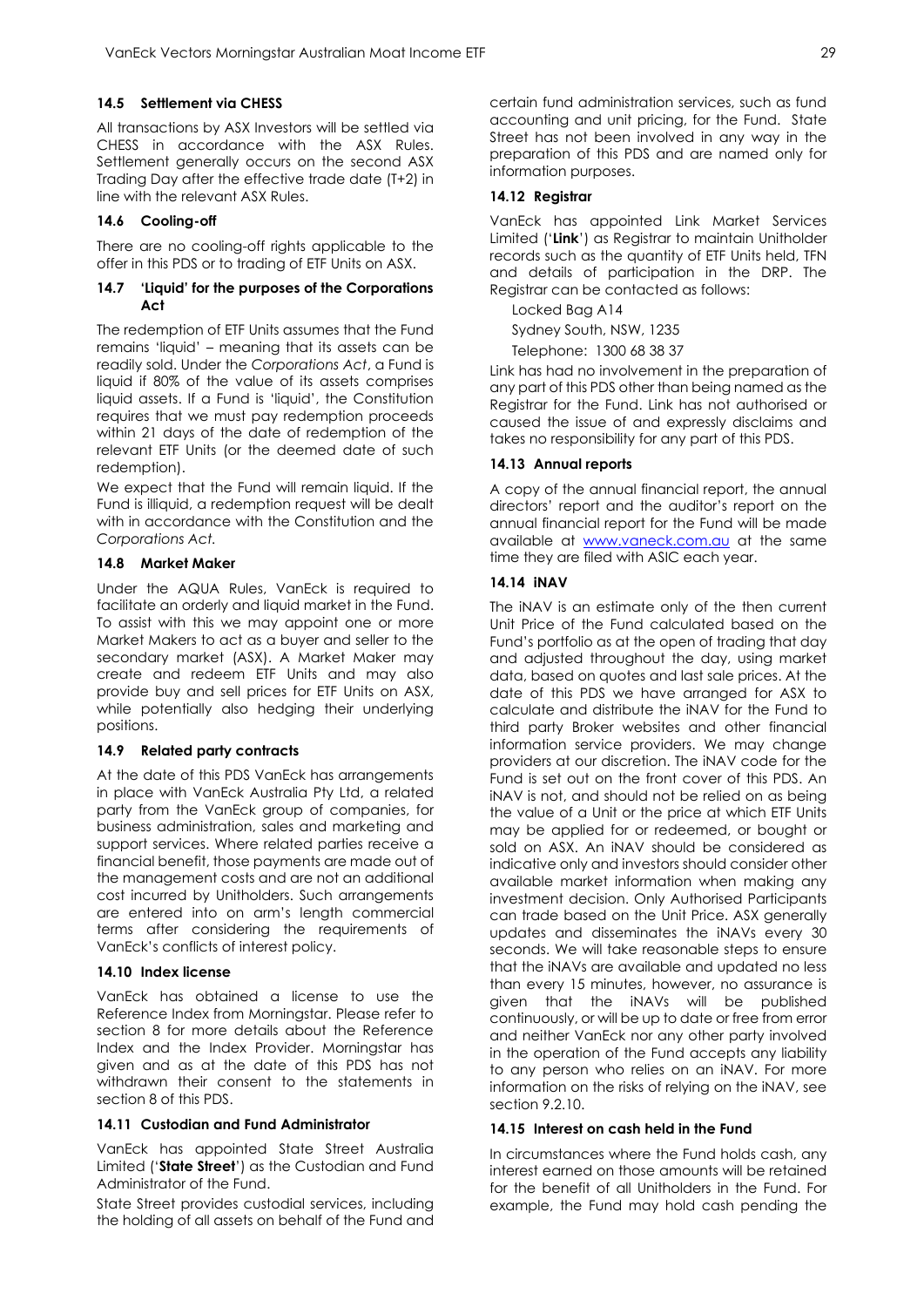### 14.5 Settlement via CHESS

All transactions by ASX Investors will be settled via CHESS in accordance with the ASX Rules. Settlement generally occurs on the second ASX Trading Day after the effective trade date (T+2) in line with the relevant ASX Rules.

### 14.6 Cooling-off

There are no cooling-off rights applicable to the offer in this PDS or to trading of ETF Units on ASX.

### 14.7 'Liquid' for the purposes of the Corporations Act

The redemption of ETF Units assumes that the Fund remains 'liquid' – meaning that its assets can be readily sold. Under the *Corporations Act*, a Fund is liquid if 80% of the value of its assets comprises liquid assets. If a Fund is 'liquid', the Constitution requires that we must pay redemption proceeds within 21 days of the date of redemption of the relevant ETF Units (or the deemed date of such redemption).

We expect that the Fund will remain liquid. If the Fund is illiquid, a redemption request will be dealt with in accordance with the Constitution and the *Corporations Act.*

### 14.8 Market Maker

Under the AQUA Rules, VanEck is required to facilitate an orderly and liquid market in the Fund. To assist with this we may appoint one or more Market Makers to act as a buyer and seller to the secondary market (ASX). A Market Maker may create and redeem ETF Units and may also provide buy and sell prices for ETF Units on ASX, while potentially also hedging their underlying positions.

### 14.9 Related party contracts

At the date of this PDS VanEck has arrangements in place with VanEck Australia Pty Ltd, a related party from the VanEck group of companies, for business administration, sales and marketing and support services. Where related parties receive a financial benefit, those payments are made out of the management costs and are not an additional cost incurred by Unitholders. Such arrangements are entered into on arm's length commercial terms after considering the requirements of VanEck's conflicts of interest policy.

### 14.10 Index license

VanEck has obtained a license to use the Reference Index from Morningstar. Please refer to section 8 for more details about the Reference Index and the Index Provider. Morningstar has given and as at the date of this PDS has not withdrawn their consent to the statements in section 8 of this PDS.

### 14.11 Custodian and Fund Administrator

VanEck has appointed State Street Australia Limited ('**State Street**') as the Custodian and Fund Administrator of the Fund.

State Street provides custodial services, including the holding of all assets on behalf of the Fund and certain fund administration services, such as fund accounting and unit pricing, for the Fund. State Street has not been involved in any way in the preparation of this PDS and are named only for information purposes.

### 14.12 Registrar

VanEck has appointed Link Market Services Limited ('**Link**') as Registrar to maintain Unitholder records such as the quantity of ETF Units held, TFN and details of participation in the DRP. The Registrar can be contacted as follows:

Locked Bag A14

Sydney South, NSW, 1235

Telephone: 1300 68 38 37

Link has had no involvement in the preparation of any part of this PDS other than being named as the Registrar for the Fund. Link has not authorised or caused the issue of and expressly disclaims and takes no responsibility for any part of this PDS.

### 14.13 Annual reports

A copy of the annual financial report, the annual directors' report and the auditor's report on the annual financial report for the Fund will be made available at www.vaneck.com.au at the same time they are filed with ASIC each year.

### 14.14 iNAV

The iNAV is an estimate only of the then current Unit Price of the Fund calculated based on the Fund's portfolio as at the open of trading that day and adjusted throughout the day, using market data, based on quotes and last sale prices. At the date of this PDS we have arranged for ASX to calculate and distribute the iNAV for the Fund to third party Broker websites and other financial information service providers. We may change providers at our discretion. The iNAV code for the Fund is set out on the front cover of this PDS. An iNAV is not, and should not be relied on as being the value of a Unit or the price at which ETF Units may be applied for or redeemed, or bought or sold on ASX. An iNAV should be considered as indicative only and investors should consider other available market information when making any investment decision. Only Authorised Participants can trade based on the Unit Price. ASX generally updates and disseminates the iNAVs every 30 seconds. We will take reasonable steps to ensure that the iNAVs are available and updated no less than every 15 minutes, however, no assurance is given that the iNAVs will be published continuously, or will be up to date or free from error and neither VanEck nor any other party involved in the operation of the Fund accepts any liability to any person who relies on an iNAV. For more information on the risks of relying on the iNAV, see section 9.2.10.

### 14.15 Interest on cash held in the Fund

In circumstances where the Fund holds cash, any interest earned on those amounts will be retained for the benefit of all Unitholders in the Fund. For example, the Fund may hold cash pending the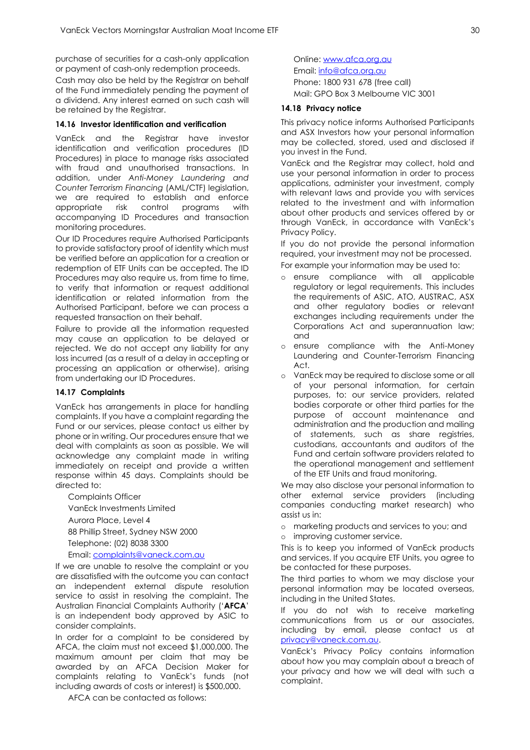purchase of securities for a cash-only application or payment of cash-only redemption proceeds.

Cash may also be held by the Registrar on behalf of the Fund immediately pending the payment of a dividend. Any interest earned on such cash will be retained by the Registrar.

### 14.16 Investor identification and verification

VanEck and the Registrar have investor identification and verification procedures (ID Procedures) in place to manage risks associated with fraud and unauthorised transactions. In addition, under *Anti-Money Laundering and Counter Terrorism Financing* (AML/CTF) legislation, we are required to establish and enforce appropriate risk control programs with accompanying ID Procedures and transaction monitoring procedures.

Our ID Procedures require Authorised Participants to provide satisfactory proof of identity which must be verified before an application for a creation or redemption of ETF Units can be accepted. The ID Procedures may also require us, from time to time, to verify that information or request additional identification or related information from the Authorised Participant, before we can process a requested transaction on their behalf.

Failure to provide all the information requested may cause an application to be delayed or rejected. We do not accept any liability for any loss incurred (as a result of a delay in accepting or processing an application or otherwise), arising from undertaking our ID Procedures.

### 14.17 Complaints

VanEck has arrangements in place for handling complaints. If you have a complaint regarding the Fund or our services, please contact us either by phone or in writing. Our procedures ensure that we deal with complaints as soon as possible. We will acknowledge any complaint made in writing immediately on receipt and provide a written response within 45 days. Complaints should be directed to:

Complaints Officer
VanEck Investments Limited
Aurora Place, Level 4
88 Phillip Street, Sydney NSW 2000
Telephone: (02) 8038 3300
Email: complaints@vaneck.com.au

If we are unable to resolve the complaint or you are dissatisfied with the outcome you can contact an independent external dispute resolution service to assist in resolving the complaint. The Australian Financial Complaints Authority ('**AFCA**' is an independent body approved by ASIC to consider complaints.

In order for a complaint to be considered by AFCA, the claim must not exceed $1,000,000. The maximum amount per claim that may be awarded by an AFCA Decision Maker for complaints relating to VanEck's funds (not including awards of costs or interest) is $500,000.

AFCA can be contacted as follows:

Online: www.afca.org.au
Email: info@afca.org.au
Phone: 1800 931 678 (free call)
Mail: GPO Box 3 Melbourne VIC 3001

### 14.18 Privacy notice

This privacy notice informs Authorised Participants and ASX Investors how your personal information may be collected, stored, used and disclosed if you invest in the Fund.

VanEck and the Registrar may collect, hold and use your personal information in order to process applications, administer your investment, comply with relevant laws and provide you with services related to the investment and with information about other products and services offered by or through VanEck, in accordance with VanEck's Privacy Policy.

If you do not provide the personal information required, your investment may not be processed.

For example your information may be used to:

- ensure compliance with all applicable regulatory or legal requirements. This includes the requirements of ASIC, ATO, AUSTRAC, ASX and other regulatory bodies or relevant exchanges including requirements under the Corporations Act and superannuation law; and
- ensure compliance with the Anti-Money Laundering and Counter-Terrorism Financing Act.
- VanEck may be required to disclose some or all of your personal information, for certain purposes, to: our service providers, related bodies corporate or other third parties for the purpose of account maintenance and administration and the production and mailing of statements, such as share registries, custodians, accountants and auditors of the Fund and certain software providers related to the operational management and settlement of the ETF Units and fraud monitoring.

We may also disclose your personal information to other external service providers (including companies conducting market research) who assist us in:

- marketing products and services to you; and
- improving customer service.

This is to keep you informed of VanEck products and services. If you acquire ETF Units, you agree to be contacted for these purposes.

The third parties to whom we may disclose your personal information may be located overseas, including in the United States.

If you do not wish to receive marketing communications from us or our associates, including by email, please contact us at privacy@vaneck.com.au.

VanEck's Privacy Policy contains information about how you may complain about a breach of your privacy and how we will deal with such a complaint.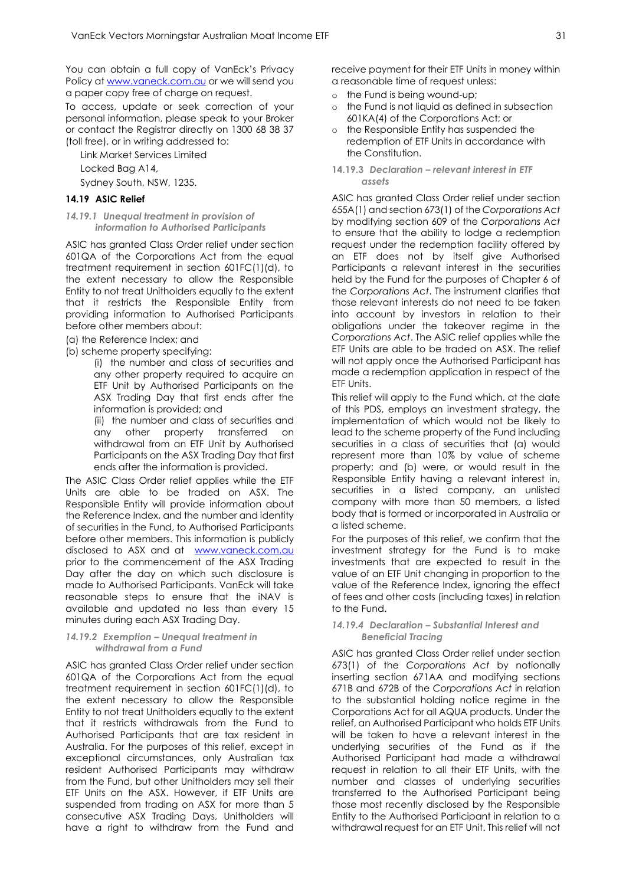You can obtain a full copy of VanEck's Privacy Policy at www.vaneck.com.au or we will send you a paper copy free of charge on request.

To access, update or seek correction of your personal information, please speak to your Broker or contact the Registrar directly on 1300 68 38 37 (toll free), or in writing addressed to:

Link Market Services Limited
Locked Bag A14,
Sydney South, NSW, 1235.

### 14.19 ASIC Relief

#### *14.19.1 Unequal treatment in provision of information to Authorised Participants*

ASIC has granted Class Order relief under section 601QA of the Corporations Act from the equal treatment requirement in section 601FC(1)(d), to the extent necessary to allow the Responsible Entity to not treat Unitholders equally to the extent that it restricts the Responsible Entity from providing information to Authorised Participants before other members about:

(a) the Reference Index; and

(b) scheme property specifying:

(i) the number and class of securities and any other property required to acquire an ETF Unit by Authorised Participants on the ASX Trading Day that first ends after the information is provided; and

(ii) the number and class of securities and any other property transferred on withdrawal from an ETF Unit by Authorised Participants on the ASX Trading Day that first ends after the information is provided.

The ASIC Class Order relief applies while the ETF Units are able to be traded on ASX. The Responsible Entity will provide information about the Reference Index, and the number and identity of securities in the Fund, to Authorised Participants before other members. This information is publicly disclosed to ASX and at www.vaneck.com.au prior to the commencement of the ASX Trading Day after the day on which such disclosure is made to Authorised Participants. VanEck will take reasonable steps to ensure that the iNAV is available and updated no less than every 15 minutes during each ASX Trading Day.

#### *14.19.2 Exemption – Unequal treatment in withdrawal from a Fund*

ASIC has granted Class Order relief under section 601QA of the Corporations Act from the equal treatment requirement in section 601FC(1)(d), to the extent necessary to allow the Responsible Entity to not treat Unitholders equally to the extent that it restricts withdrawals from the Fund to Authorised Participants that are tax resident in Australia. For the purposes of this relief, except in exceptional circumstances, only Australian tax resident Authorised Participants may withdraw from the Fund, but other Unitholders may sell their ETF Units on the ASX. However, if ETF Units are suspended from trading on ASX for more than 5 consecutive ASX Trading Days, Unitholders will have a right to withdraw from the Fund and receive payment for their ETF Units in money within a reasonable time of request unless:

- the Fund is being wound-up;
- the Fund is not liquid as defined in subsection 601KA(4) of the Corporations Act; or
- the Responsible Entity has suspended the redemption of ETF Units in accordance with the Constitution.

#### *14.19.3 Declaration – relevant interest in ETF assets*

ASIC has granted Class Order relief under section 655A(1) and section 673(1) of the *Corporations Act* by modifying section 609 of the *Corporations Act* to ensure that the ability to lodge a redemption request under the redemption facility offered by an ETF does not by itself give Authorised Participants a relevant interest in the securities held by the Fund for the purposes of Chapter 6 of the *Corporations Act*. The instrument clarifies that those relevant interests do not need to be taken into account by investors in relation to their obligations under the takeover regime in the *Corporations Act*. The ASIC relief applies while the ETF Units are able to be traded on ASX. The relief will not apply once the Authorised Participant has made a redemption application in respect of the ETF Units.

This relief will apply to the Fund which, at the date of this PDS, employs an investment strategy, the implementation of which would not be likely to lead to the scheme property of the Fund including securities in a class of securities that (a) would represent more than 10% by value of scheme property; and (b) were, or would result in the Responsible Entity having a relevant interest in, securities in a listed company, an unlisted company with more than 50 members, a listed body that is formed or incorporated in Australia or a listed scheme.

For the purposes of this relief, we confirm that the investment strategy for the Fund is to make investments that are expected to result in the value of an ETF Unit changing in proportion to the value of the Reference Index, ignoring the effect of fees and other costs (including taxes) in relation to the Fund.

#### *14.19.4 Declaration – Substantial Interest and Beneficial Tracing*

ASIC has granted Class Order relief under section 673(1) of the *Corporations Act* by notionally inserting section 671AA and modifying sections 671B and 672B of the *Corporations Act* in relation to the substantial holding notice regime in the Corporations Act for all AQUA products. Under the relief, an Authorised Participant who holds ETF Units will be taken to have a relevant interest in the underlying securities of the Fund as if the Authorised Participant had made a withdrawal request in relation to all their ETF Units, with the number and classes of underlying securities transferred to the Authorised Participant being those most recently disclosed by the Responsible Entity to the Authorised Participant in relation to a withdrawal request for an ETF Unit. This relief will not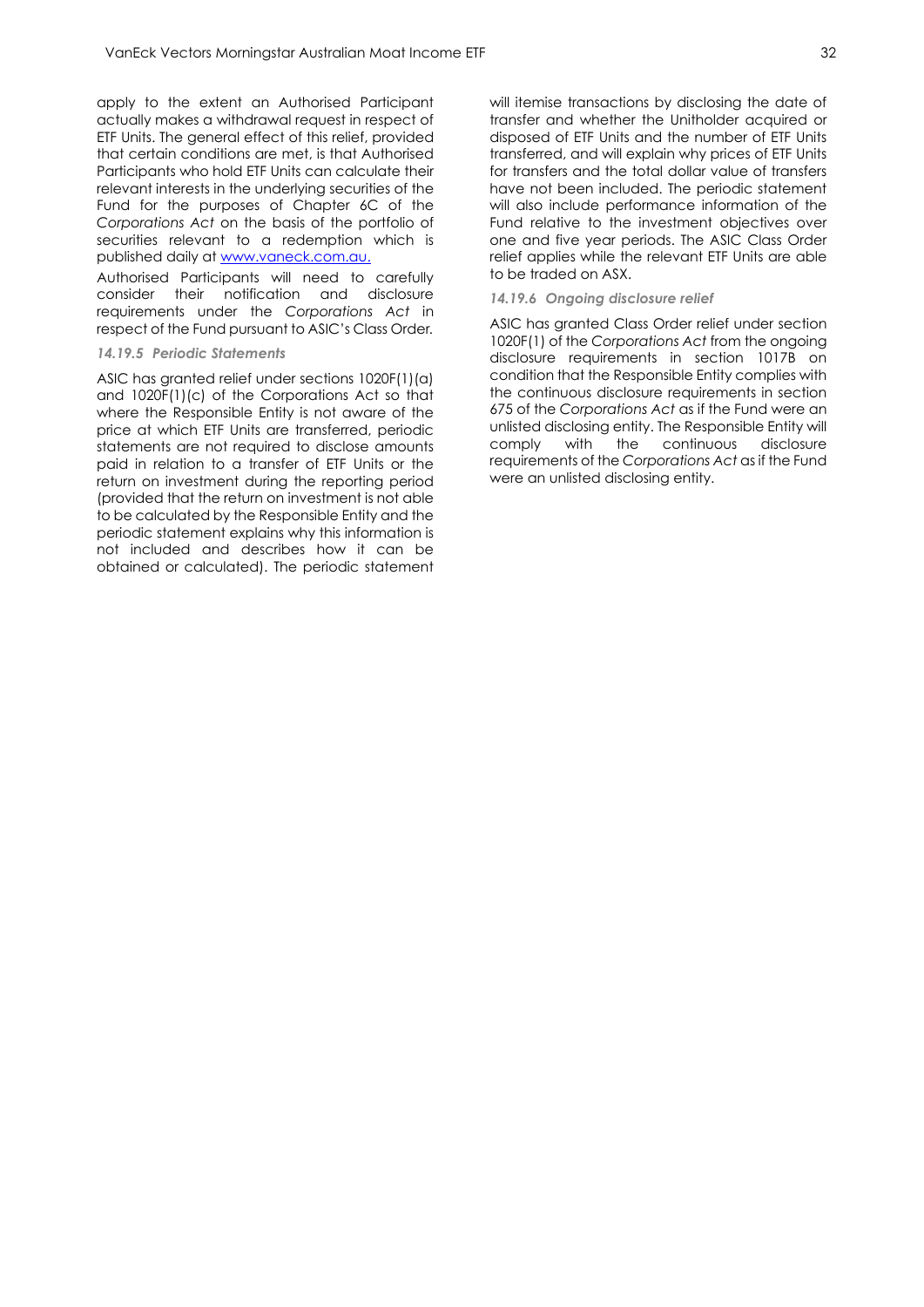apply to the extent an Authorised Participant actually makes a withdrawal request in respect of ETF Units. The general effect of this relief, provided that certain conditions are met, is that Authorised Participants who hold ETF Units can calculate their relevant interests in the underlying securities of the Fund for the purposes of Chapter 6C of the *Corporations Act* on the basis of the portfolio of securities relevant to a redemption which is published daily at [www.vaneck.com.au.](http://www.vaneck.com.au)

Authorised Participants will need to carefully consider their notification and disclosure requirements under the *Corporations Act* in respect of the Fund pursuant to ASIC's Class Order.

#### *14.19.5 Periodic Statements*

ASIC has granted relief under sections 1020F(1)(a) and 1020F(1)(c) of the Corporations Act so that where the Responsible Entity is not aware of the price at which ETF Units are transferred, periodic statements are not required to disclose amounts paid in relation to a transfer of ETF Units or the return on investment during the reporting period (provided that the return on investment is not able to be calculated by the Responsible Entity and the periodic statement explains why this information is not included and describes how it can be obtained or calculated). The periodic statement will itemise transactions by disclosing the date of transfer and whether the Unitholder acquired or disposed of ETF Units and the number of ETF Units transferred, and will explain why prices of ETF Units for transfers and the total dollar value of transfers have not been included. The periodic statement will also include performance information of the Fund relative to the investment objectives over one and five year periods. The ASIC Class Order relief applies while the relevant ETF Units are able to be traded on ASX.

#### *14.19.6 Ongoing disclosure relief*

ASIC has granted Class Order relief under section 1020F(1) of the *Corporations Act* from the ongoing disclosure requirements in section 1017B on condition that the Responsible Entity complies with the continuous disclosure requirements in section 675 of the *Corporations Act* as if the Fund were an unlisted disclosing entity. The Responsible Entity will comply with the continuous disclosure requirements of the *Corporations Act* as if the Fund were an unlisted disclosing entity.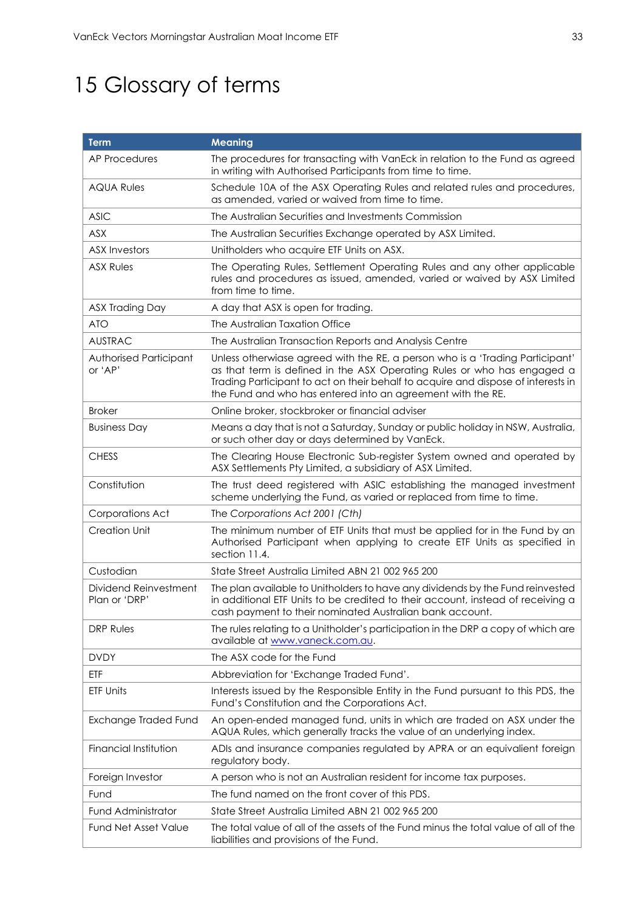# 15 Glossary of terms

| Term | Meaning |
|---|---|
| AP Procedures | The procedures for transacting with VanEck in relation to the Fund as agreed in writing with Authorised Participants from time to time. |
| AQUA Rules | Schedule 10A of the ASX Operating Rules and related rules and procedures, as amended, varied or waived from time to time. |
| ASIC | The Australian Securities and Investments Commission |
| ASX | The Australian Securities Exchange operated by ASX Limited. |
| ASX Investors | Unitholders who acquire ETF Units on ASX. |
| ASX Rules | The Operating Rules, Settlement Operating Rules and any other applicable rules and procedures as issued, amended, varied or waived by ASX Limited from time to time. |
| ASX Trading Day | A day that ASX is open for trading. |
| ATO | The Australian Taxation Office |
| AUSTRAC | The Australian Transaction Reports and Analysis Centre |
| Authorised Participant or 'AP' | Unless otherwise agreed with the RE, a person who is a 'Trading Participant' as that term is defined in the ASX Operating Rules or who has engaged a Trading Participant to act on their behalf to acquire and dispose of interests in the Fund and who has entered into an agreement with the RE. |
| Broker | Online broker, stockbroker or financial adviser |
| Business Day | Means a day that is not a Saturday, Sunday or public holiday in NSW, Australia, or such other day or days determined by VanEck. |
| CHESS | The Clearing House Electronic Sub-register System owned and operated by ASX Settlements Pty Limited, a subsidiary of ASX Limited. |
| Constitution | The trust deed registered with ASIC establishing the managed investment scheme underlying the Fund, as varied or replaced from time to time. |
| Corporations Act | The *Corporations Act 2001 (Cth)* |
| Creation Unit | The minimum number of ETF Units that must be applied for in the Fund by an Authorised Participant when applying to create ETF Units as specified in section 11.4. |
| Custodian | State Street Australia Limited ABN 21 002 965 200 |
| Dividend Reinvestment Plan or 'DRP' | The plan available to Unitholders to have any dividends by the Fund reinvested in additional ETF Units to be credited to their account, instead of receiving a cash payment to their nominated Australian bank account. |
| DRP Rules | The rules relating to a Unitholder's participation in the DRP a copy of which are available at www.vaneck.com.au. |
| DVDY | The ASX code for the Fund |
| ETF | Abbreviation for 'Exchange Traded Fund'. |
| ETF Units | Interests issued by the Responsible Entity in the Fund pursuant to this PDS, the Fund's Constitution and the Corporations Act. |
| Exchange Traded Fund | An open-ended managed fund, units in which are traded on ASX under the AQUA Rules, which generally tracks the value of an underlying index. |
| Financial Institution | ADIs and insurance companies regulated by APRA or an equivalent foreign regulatory body. |
| Foreign Investor | A person who is not an Australian resident for income tax purposes. |
| Fund | The fund named on the front cover of this PDS. |
| Fund Administrator | State Street Australia Limited ABN 21 002 965 200 |
| Fund Net Asset Value | The total value of all of the assets of the Fund minus the total value of all of the liabilities and provisions of the Fund. |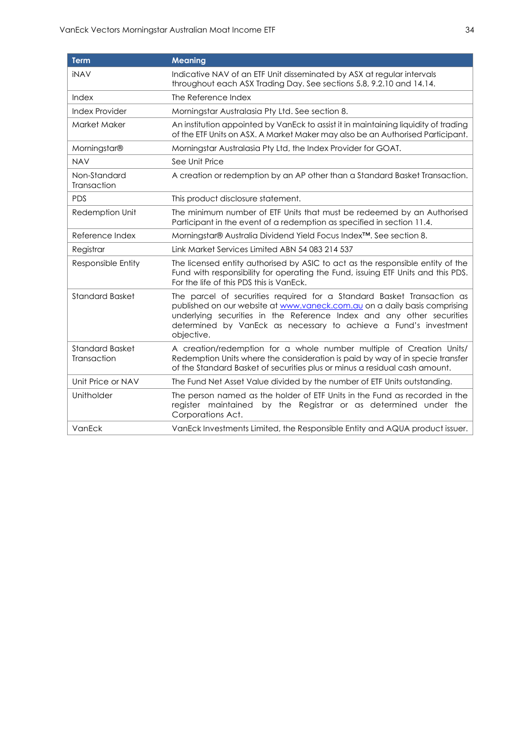| Term | Meaning |
|---|---|
| iNAV | Indicative NAV of an ETF Unit disseminated by ASX at regular intervals throughout each ASX Trading Day. See sections 5.8, 9.2.10 and 14.14. |
| Index | The Reference Index |
| Index Provider | Morningstar Australasia Pty Ltd. See section 8. |
| Market Maker | An institution appointed by VanEck to assist it in maintaining liquidity of trading of the ETF Units on ASX. A Market Maker may also be an Authorised Participant. |
| Morningstar® | Morningstar Australasia Pty Ltd, the Index Provider for GOAT. |
| NAV | See Unit Price |
| Non-Standard Transaction | A creation or redemption by an AP other than a Standard Basket Transaction. |
| PDS | This product disclosure statement. |
| Redemption Unit | The minimum number of ETF Units that must be redeemed by an Authorised Participant in the event of a redemption as specified in section 11.4. |
| Reference Index | Morningstar® Australia Dividend Yield Focus Index™. See section 8. |
| Registrar | Link Market Services Limited ABN 54 083 214 537 |
| Responsible Entity | The licensed entity authorised by ASIC to act as the responsible entity of the Fund with responsibility for operating the Fund, issuing ETF Units and this PDS. For the life of this PDS this is VanEck. |
| Standard Basket | The parcel of securities required for a Standard Basket Transaction as published on our website at www.vaneck.com.au on a daily basis comprising underlying securities in the Reference Index and any other securities determined by VanEck as necessary to achieve a Fund's investment objective. |
| Standard Basket Transaction | A creation/redemption for a whole number multiple of Creation Units/ Redemption Units where the consideration is paid by way of in specie transfer of the Standard Basket of securities plus or minus a residual cash amount. |
| Unit Price or NAV | The Fund Net Asset Value divided by the number of ETF Units outstanding. |
| Unitholder | The person named as the holder of ETF Units in the Fund as recorded in the register maintained by the Registrar or as determined under the Corporations Act. |
| VanEck | VanEck Investments Limited, the Responsible Entity and AQUA product issuer. |